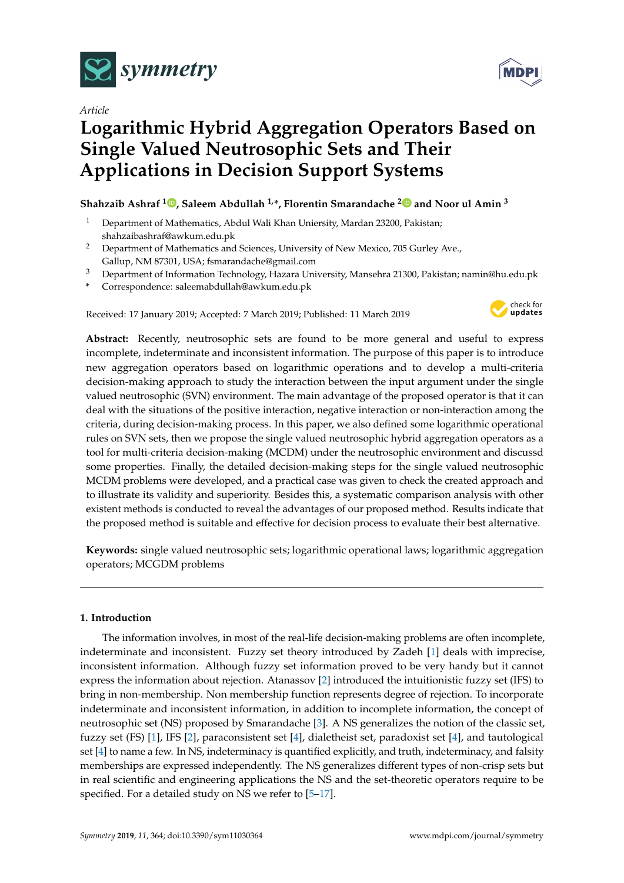*Article*

# Logarithmic Hybrid Aggregation Operators Based on Single Valued Neutrosophic Sets and Their Applications in Decision Support Systems

**Shahzaib Ashraf [1], Saleem Abdullah [1,*], Florentin Smarandache [2] and Noor ul Amin [3]**

[1] Department of Mathematics, Abdul Wali Khan Uniersity, Mardan 23200, Pakistan; shahzaibashraf@awkum.edu.pk

[2] Department of Mathematics and Sciences, University of New Mexico, 705 Gurley Ave., Gallup, NM 87301, USA; fsmarandache@gmail.com

[3] Department of Information Technology, Hazara University, Mansehra 21300, Pakistan; namin@hu.edu.pk

\* Correspondence: saleemabdullah@awkum.edu.pk

Received: 17 January 2019; Accepted: 7 March 2019; Published: 11 March 2019

**Abstract:** Recently, neutrosophic sets are found to be more general and useful to express incomplete, indeterminate and inconsistent information. The purpose of this paper is to introduce new aggregation operators based on logarithmic operations and to develop a multi-criteria decision-making approach to study the interaction between the input argument under the single valued neutrosophic (SVN) environment. The main advantage of the proposed operator is that it can deal with the situations of the positive interaction, negative interaction or non-interaction among the criteria, during decision-making process. In this paper, we also defined some logarithmic operational rules on SVN sets, then we propose the single valued neutrosophic hybrid aggregation operators as a tool for multi-criteria decision-making (MCDM) under the neutrosophic environment and discussd some properties. Finally, the detailed decision-making steps for the single valued neutrosophic MCDM problems were developed, and a practical case was given to check the created approach and to illustrate its validity and superiority. Besides this, a systematic comparison analysis with other existent methods is conducted to reveal the advantages of our proposed method. Results indicate that the proposed method is suitable and effective for decision process to evaluate their best alternative.

**Keywords:** single valued neutrosophic sets; logarithmic operational laws; logarithmic aggregation operators; MCGDM problems

## 1. Introduction

The information involves, in most of the real-life decision-making problems are often incomplete, indeterminate and inconsistent. Fuzzy set theory introduced by Zadeh [1] deals with imprecise, inconsistent information. Although fuzzy set information proved to be very handy but it cannot express the information about rejection. Atanassov [2] introduced the intuitionistic fuzzy set (IFS) to bring in non-membership. Non membership function represents degree of rejection. To incorporate indeterminate and inconsistent information, in addition to incomplete information, the concept of neutrosophic set (NS) proposed by Smarandache [3]. A NS generalizes the notion of the classic set, fuzzy set (FS) [1], IFS [2], paraconsistent set [4], dialetheist set, paradoxist set [4], and tautological set [4] to name a few. In NS, indeterminacy is quantified explicitly, and truth, indeterminacy, and falsity memberships are expressed independently. The NS generalizes different types of non-crisp sets but in real scientific and engineering applications the NS and the set-theoretic operators require to be specified. For a detailed study on NS we refer to [5–17].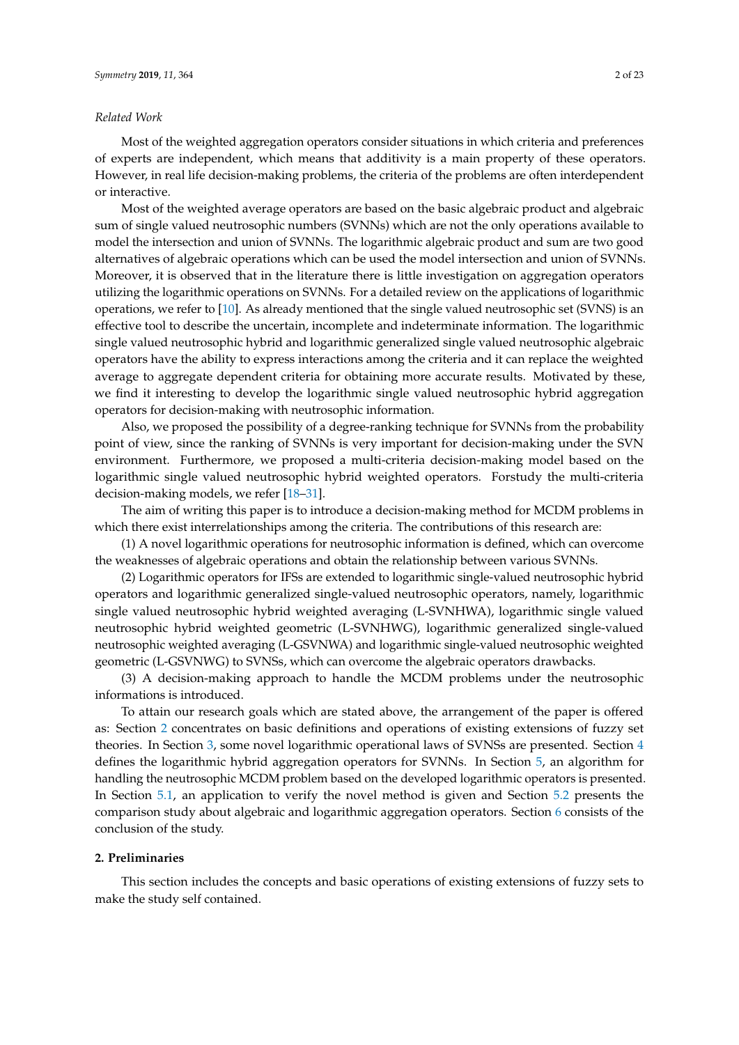*Related Work*

Most of the weighted aggregation operators consider situations in which criteria and preferences of experts are independent, which means that additivity is a main property of these operators. However, in real life decision-making problems, the criteria of the problems are often interdependent or interactive.

Most of the weighted average operators are based on the basic algebraic product and algebraic sum of single valued neutrosophic numbers (SVNNs) which are not the only operations available to model the intersection and union of SVNNs. The logarithmic algebraic product and sum are two good alternatives of algebraic operations which can be used the model intersection and union of SVNNs. Moreover, it is observed that in the literature there is little investigation on aggregation operators utilizing the logarithmic operations on SVNNs. For a detailed review on the applications of logarithmic operations, we refer to [10]. As already mentioned that the single valued neutrosophic set (SVNS) is an effective tool to describe the uncertain, incomplete and indeterminate information. The logarithmic single valued neutrosophic hybrid and logarithmic generalized single valued neutrosophic algebraic operators have the ability to express interactions among the criteria and it can replace the weighted average to aggregate dependent criteria for obtaining more accurate results. Motivated by these, we find it interesting to develop the logarithmic single valued neutrosophic hybrid aggregation operators for decision-making with neutrosophic information.

Also, we proposed the possibility of a degree-ranking technique for SVNNs from the probability point of view, since the ranking of SVNNs is very important for decision-making under the SVN environment. Furthermore, we proposed a multi-criteria decision-making model based on the logarithmic single valued neutrosophic hybrid weighted operators. Forstudy the multi-criteria decision-making models, we refer [18–31].

The aim of writing this paper is to introduce a decision-making method for MCDM problems in which there exist interrelationships among the criteria. The contributions of this research are:

(1) A novel logarithmic operations for neutrosophic information is defined, which can overcome the weaknesses of algebraic operations and obtain the relationship between various SVNNs.

(2) Logarithmic operators for IFSs are extended to logarithmic single-valued neutrosophic hybrid operators and logarithmic generalized single-valued neutrosophic operators, namely, logarithmic single valued neutrosophic hybrid weighted averaging (L-SVNHWA), logarithmic single valued neutrosophic hybrid weighted geometric (L-SVNHWG), logarithmic generalized single-valued neutrosophic weighted averaging (L-GSVNWA) and logarithmic single-valued neutrosophic weighted geometric (L-GSVNWG) to SVNSs, which can overcome the algebraic operators drawbacks.

(3) A decision-making approach to handle the MCDM problems under the neutrosophic informations is introduced.

To attain our research goals which are stated above, the arrangement of the paper is offered as: Section 2 concentrates on basic definitions and operations of existing extensions of fuzzy set theories. In Section 3, some novel logarithmic operational laws of SVNSs are presented. Section 4 defines the logarithmic hybrid aggregation operators for SVNNs. In Section 5, an algorithm for handling the neutrosophic MCDM problem based on the developed logarithmic operators is presented. In Section 5.1, an application to verify the novel method is given and Section 5.2 presents the comparison study about algebraic and logarithmic aggregation operators. Section 6 consists of the conclusion of the study.

## 2. Preliminaries

This section includes the concepts and basic operations of existing extensions of fuzzy sets to make the study self contained.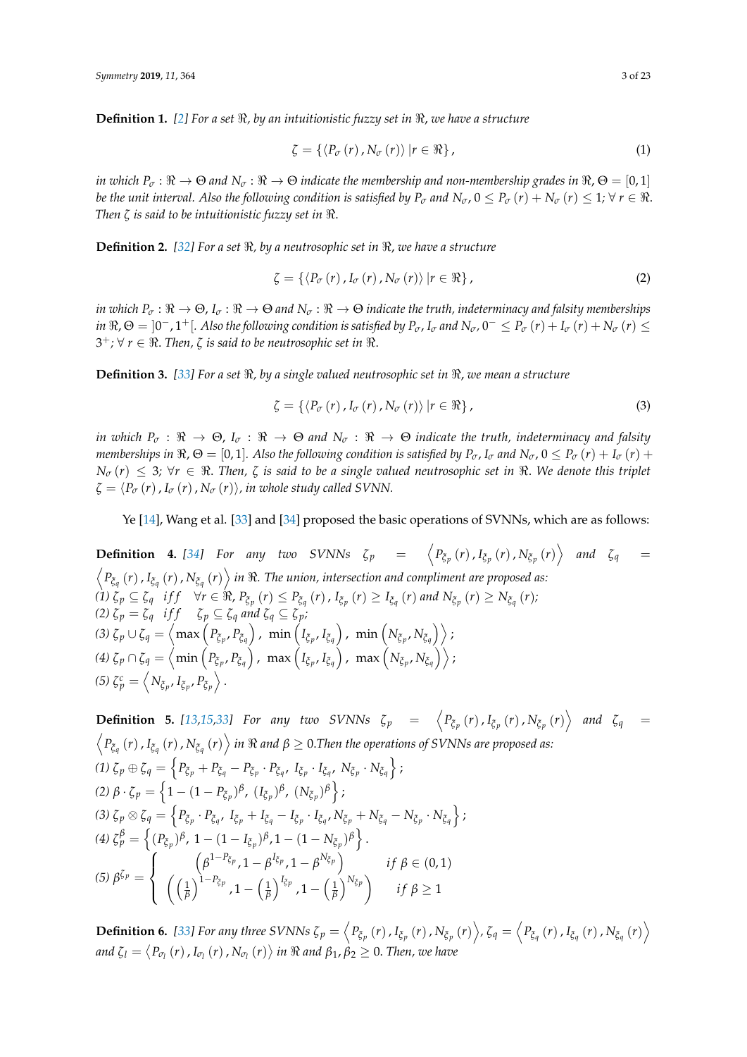**Definition 1.** [2] *For a set $\Re$, by an intuitionistic fuzzy set in $\Re$, we have a structure*

$$\zeta = \{\langle P_\sigma(r), N_\sigma(r)\rangle \,|r \in \Re\}, \tag{1}$$

*in which $P_\sigma : \Re \to \Theta$ and $N_\sigma : \Re \to \Theta$ indicate the membership and non-membership grades in $\Re$, $\Theta = [0,1]$ be the unit interval. Also the following condition is satisfied by $P_\sigma$ and $N_\sigma$, $0 \le P_\sigma(r) + N_\sigma(r) \le 1; \forall\, r \in \Re$. Then $\zeta$ is said to be intuitionistic fuzzy set in $\Re$.*

**Definition 2.** [32] *For a set $\Re$, by a neutrosophic set in $\Re$, we have a structure*

$$\zeta = \{\langle P_\sigma(r), I_\sigma(r), N_\sigma(r)\rangle \,|r \in \Re\}, \tag{2}$$

*in which $P_\sigma : \Re \to \Theta$, $I_\sigma : \Re \to \Theta$ and $N_\sigma : \Re \to \Theta$ indicate the truth, indeterminacy and falsity memberships in $\Re$, $\Theta = ]0^-, 1^+[$. Also the following condition is satisfied by $P_\sigma$, $I_\sigma$ and $N_\sigma$, $0^- \le P_\sigma(r) + I_\sigma(r) + N_\sigma(r) \le 3^+; \forall\, r \in \Re$. Then, $\zeta$ is said to be neutrosophic set in $\Re$.*

**Definition 3.** [33] *For a set $\Re$, by a single valued neutrosophic set in $\Re$, we mean a structure*

$$\zeta = \{\langle P_\sigma(r), I_\sigma(r), N_\sigma(r)\rangle \,|r \in \Re\}, \tag{3}$$

*in which $P_\sigma : \Re \to \Theta$, $I_\sigma : \Re \to \Theta$ and $N_\sigma : \Re \to \Theta$ indicate the truth, indeterminacy and falsity memberships in $\Re$, $\Theta = [0,1]$. Also the following condition is satisfied by $P_\sigma$, $I_\sigma$ and $N_\sigma$, $0 \le P_\sigma(r) + I_\sigma(r) + N_\sigma(r) \le 3; \forall r \in \Re$. Then, $\zeta$ is said to be a single valued neutrosophic set in $\Re$. We denote this triplet $\zeta = \langle P_\sigma(r), I_\sigma(r), N_\sigma(r)\rangle$, in whole study called SVNN.*

Ye [14], Wang et al. [33] and [34] proposed the basic operations of SVNNs, which are as follows:

**Definition 4.** [34] *For any two SVNNs $\zeta_p = \left\langle P_{\xi_p}(r), I_{\xi_p}(r), N_{\xi_p}(r)\right\rangle$ and $\zeta_q = \left\langle P_{\xi_q}(r), I_{\xi_q}(r), N_{\xi_q}(r)\right\rangle$ in $\Re$. The union, intersection and compliment are proposed as:*
*(1) $\zeta_p \subseteq \zeta_q$ iff $\forall r \in \Re$, $P_{\xi_p}(r) \le P_{\xi_q}(r)$, $I_{\xi_p}(r) \ge I_{\xi_q}(r)$ and $N_{\xi_p}(r) \ge N_{\xi_q}(r)$;*
*(2) $\zeta_p = \zeta_q$ iff $\zeta_p \subseteq \zeta_q$ and $\zeta_q \subseteq \zeta_p$;*
*(3) $\zeta_p \cup \zeta_q = \left\langle \max\left(P_{\xi_p}, P_{\xi_q}\right),\ \min\left(I_{\xi_p}, I_{\xi_q}\right),\ \min\left(N_{\xi_p}, N_{\xi_q}\right)\right\rangle$;*
*(4) $\zeta_p \cap \zeta_q = \left\langle \min\left(P_{\xi_p}, P_{\xi_q}\right),\ \max\left(I_{\xi_p}, I_{\xi_q}\right),\ \max\left(N_{\xi_p}, N_{\xi_q}\right)\right\rangle$;*
*(5) $\zeta_p^c = \left\langle N_{\xi_p}, I_{\xi_p}, P_{\xi_p}\right\rangle$.*

**Definition 5.** [13,15,33] *For any two SVNNs $\zeta_p = \left\langle P_{\xi_p}(r), I_{\xi_p}(r), N_{\xi_p}(r)\right\rangle$ and $\zeta_q = \left\langle P_{\xi_q}(r), I_{\xi_q}(r), N_{\xi_q}(r)\right\rangle$ in $\Re$ and $\beta \ge 0$.Then the operations of SVNNs are proposed as:*
*(1) $\zeta_p \oplus \zeta_q = \left\{P_{\xi_p} + P_{\xi_q} - P_{\xi_p} \cdot P_{\xi_q},\ I_{\xi_p} \cdot I_{\xi_q},\ N_{\xi_p} \cdot N_{\xi_q}\right\}$;*
*(2) $\beta \cdot \zeta_p = \left\{1 - (1 - P_{\xi_p})^\beta,\ (I_{\xi_p})^\beta,\ (N_{\xi_p})^\beta\right\}$;*
*(3) $\zeta_p \otimes \zeta_q = \left\{P_{\xi_p} \cdot P_{\xi_q},\ I_{\xi_p} + I_{\xi_q} - I_{\xi_p} \cdot I_{\xi_q}, N_{\xi_p} + N_{\xi_q} - N_{\xi_p} \cdot N_{\xi_q}\right\}$;*
*(4) $\zeta_p^\beta = \left\{(P_{\xi_p})^\beta,\ 1 - (1 - I_{\xi_p})^\beta, 1 - (1 - N_{\xi_p})^\beta\right\}$.*
*(5)* $\beta^{\zeta_p} = \begin{cases} \left(\beta^{1-P_{\xi_p}}, 1 - \beta^{I_{\xi_p}}, 1 - \beta^{N_{\xi_p}}\right) & if\ \beta \in (0,1) \\ \left(\left(\frac{1}{\beta}\right)^{1-P_{\xi_p}}, 1 - \left(\frac{1}{\beta}\right)^{I_{\xi_p}}, 1 - \left(\frac{1}{\beta}\right)^{N_{\xi_p}}\right) & if\ \beta \ge 1 \end{cases}$

**Definition 6.** [33] *For any three SVNNs $\zeta_p = \left\langle P_{\xi_p}(r), I_{\xi_p}(r), N_{\xi_p}(r)\right\rangle$, $\zeta_q = \left\langle P_{\xi_q}(r), I_{\xi_q}(r), N_{\xi_q}(r)\right\rangle$ and $\zeta_l = \langle P_{\sigma_l}(r), I_{\sigma_l}(r), N_{\sigma_l}(r)\rangle$ in $\Re$ and $\beta_1, \beta_2 \ge 0$. Then, we have*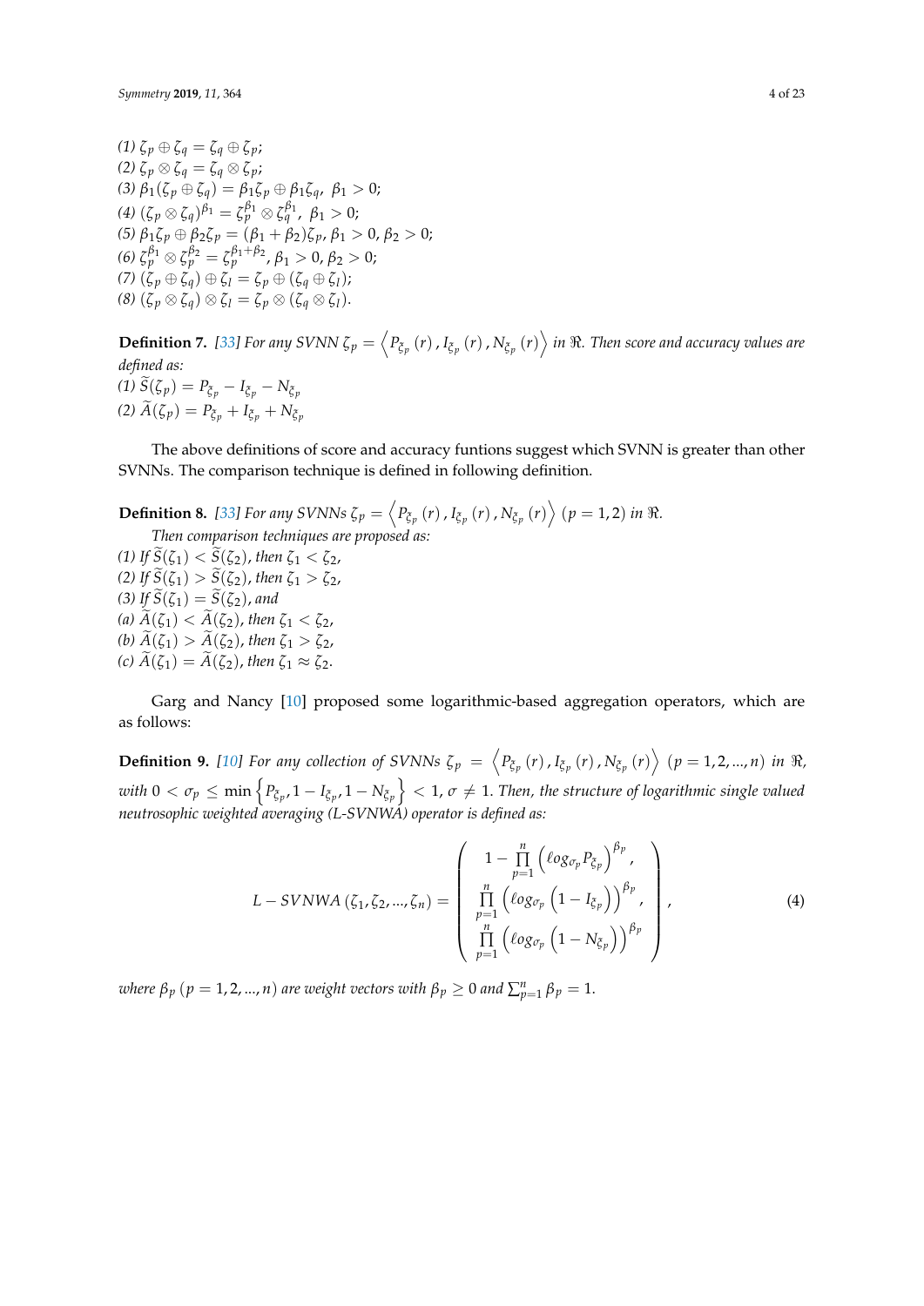(1) $\zeta_p \oplus \zeta_q = \zeta_q \oplus \zeta_p$;
(2) $\zeta_p \otimes \zeta_q = \zeta_q \otimes \zeta_p$;
(3) $\beta_1(\zeta_p \oplus \zeta_q) = \beta_1\zeta_p \oplus \beta_1\zeta_q,\ \beta_1 > 0$;
(4) $(\zeta_p \otimes \zeta_q)^{\beta_1} = \zeta_p^{\beta_1} \otimes \zeta_q^{\beta_1},\ \beta_1 > 0$;
(5) $\beta_1\zeta_p \oplus \beta_2\zeta_p = (\beta_1 + \beta_2)\zeta_p, \beta_1 > 0, \beta_2 > 0$;
(6) $\zeta_p^{\beta_1} \otimes \zeta_p^{\beta_2} = \zeta_p^{\beta_1+\beta_2}, \beta_1 > 0, \beta_2 > 0$;
(7) $(\zeta_p \oplus \zeta_q) \oplus \zeta_l = \zeta_p \oplus (\zeta_q \oplus \zeta_l)$;
(8) $(\zeta_p \otimes \zeta_q) \otimes \zeta_l = \zeta_p \otimes (\zeta_q \otimes \zeta_l)$.

**Definition 7.** *[33] For any SVNN $\zeta_p = \left\langle P_{\xi_p}(r), I_{\xi_p}(r), N_{\xi_p}(r) \right\rangle$ in $\Re$. Then score and accuracy values are defined as:*
*(1) $\widetilde{S}(\zeta_p) = P_{\xi_p} - I_{\xi_p} - N_{\xi_p}$*
*(2) $\widetilde{A}(\zeta_p) = P_{\xi_p} + I_{\xi_p} + N_{\xi_p}$*

The above definitions of score and accuracy funtions suggest which SVNN is greater than other SVNNs. The comparison technique is defined in following definition.

**Definition 8.** *[33] For any SVNNs $\zeta_p = \left\langle P_{\xi_p}(r), I_{\xi_p}(r), N_{\xi_p}(r) \right\rangle$ $(p = 1, 2)$ in $\Re$.*
*Then comparison techniques are proposed as:*
*(1) If $\widetilde{S}(\zeta_1) < \widetilde{S}(\zeta_2)$, then $\zeta_1 < \zeta_2$,*
*(2) If $\widetilde{S}(\zeta_1) > \widetilde{S}(\zeta_2)$, then $\zeta_1 > \zeta_2$,*
*(3) If $\widetilde{S}(\zeta_1) = \widetilde{S}(\zeta_2)$, and*
*(a) $\widetilde{A}(\zeta_1) < \widetilde{A}(\zeta_2)$, then $\zeta_1 < \zeta_2$,*
*(b) $\widetilde{A}(\zeta_1) > \widetilde{A}(\zeta_2)$, then $\zeta_1 > \zeta_2$,*
*(c) $\widetilde{A}(\zeta_1) = \widetilde{A}(\zeta_2)$, then $\zeta_1 \approx \zeta_2$.*

Garg and Nancy [10] proposed some logarithmic-based aggregation operators, which are as follows:

**Definition 9.** *[10] For any collection of SVNNs $\zeta_p = \left\langle P_{\xi_p}(r), I_{\xi_p}(r), N_{\xi_p}(r) \right\rangle$ $(p = 1, 2, ..., n)$ in $\Re$, with $0 < \sigma_p \leq \min\left\{P_{\xi_p}, 1 - I_{\xi_p}, 1 - N_{\xi_p}\right\} < 1$, $\sigma \neq 1$. Then, the structure of logarithmic single valued neutrosophic weighted averaging (L-SVNWA) operator is defined as:*

$$L - SVNWA\left(\zeta_1, \zeta_2, ..., \zeta_n\right) = \begin{pmatrix} 1 - \prod\limits_{p=1}^{n}\left(\ell og_{\sigma_p} P_{\xi_p}\right)^{\beta_p}, \\ \prod\limits_{p=1}^{n}\left(\ell og_{\sigma_p}\left(1 - I_{\xi_p}\right)\right)^{\beta_p}, \\ \prod\limits_{p=1}^{n}\left(\ell og_{\sigma_p}\left(1 - N_{\xi_p}\right)\right)^{\beta_p} \end{pmatrix}, \tag{4}$$

*where $\beta_p$ $(p = 1, 2, ..., n)$ are weight vectors with $\beta_p \geq 0$ and $\sum_{p=1}^{n} \beta_p = 1$.*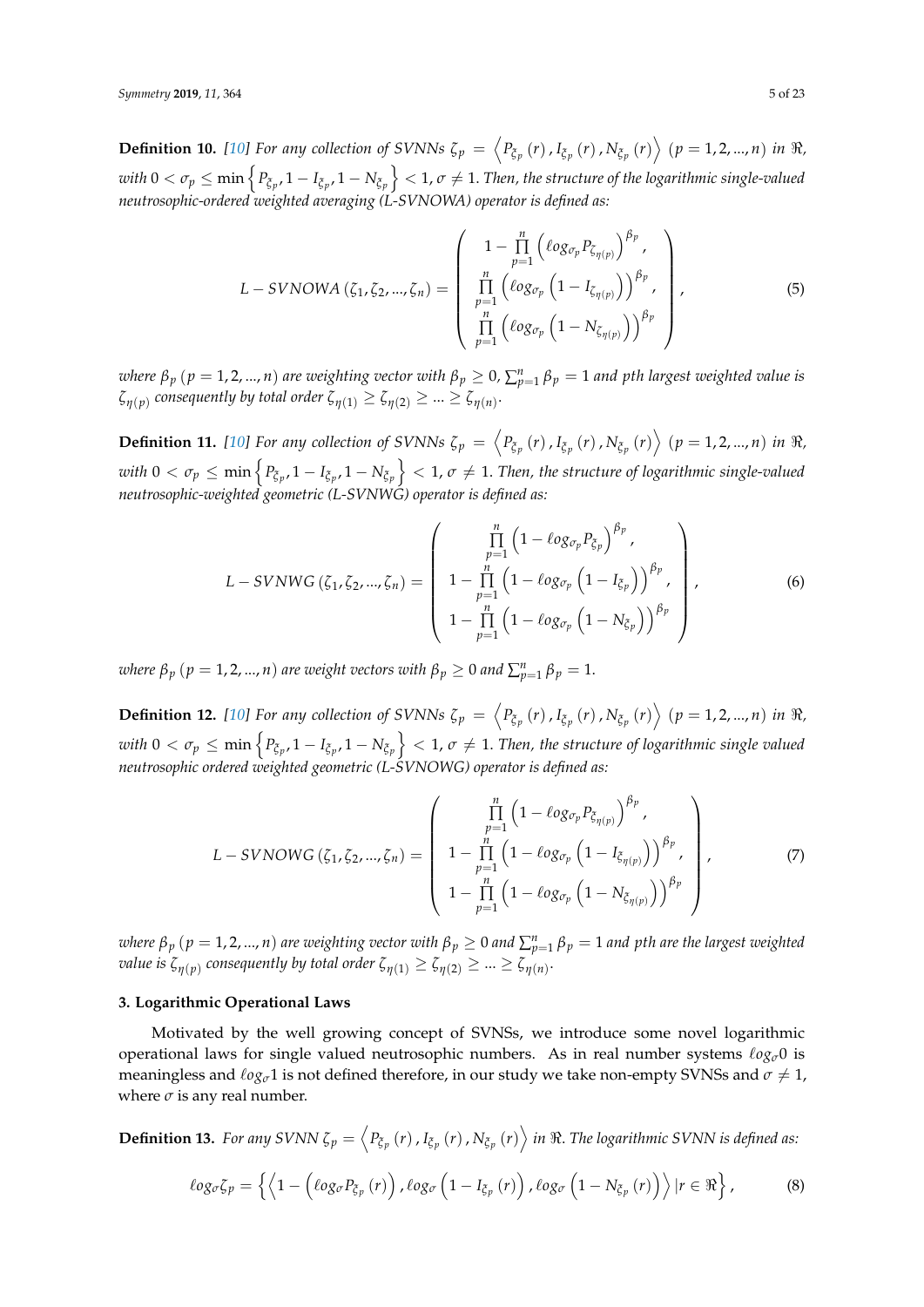**Definition 10.** [10] *For any collection of SVNNs* $\zeta_p = \left\langle P_{\xi_p}(r), I_{\xi_p}(r), N_{\xi_p}(r) \right\rangle$ $(p = 1, 2, ..., n)$ *in* $\Re$, *with* $0 < \sigma_p \leq \min\left\{P_{\xi_p}, 1 - I_{\xi_p}, 1 - N_{\xi_p}\right\} < 1$, $\sigma \neq 1$. *Then, the structure of the logarithmic single-valued neutrosophic-ordered weighted averaging (L-SVNOWA) operator is defined as:*

$$L - SVNOWA\left(\zeta_1, \zeta_2, ..., \zeta_n\right) = \begin{pmatrix} 1 - \prod\limits_{p=1}^{n}\left(\ell og_{\sigma_p} P_{\zeta_{\eta(p)}}\right)^{\beta_p}, \\ \prod\limits_{p=1}^{n}\left(\ell og_{\sigma_p}\left(1 - I_{\zeta_{\eta(p)}}\right)\right)^{\beta_p}, \\ \prod\limits_{p=1}^{n}\left(\ell og_{\sigma_p}\left(1 - N_{\zeta_{\eta(p)}}\right)\right)^{\beta_p} \end{pmatrix}, \tag{5}$$

*where* $\beta_p$ $(p = 1, 2, ..., n)$ *are weighting vector with* $\beta_p \geq 0$, $\sum_{p=1}^{n} \beta_p = 1$ *and pth largest weighted value is* $\zeta_{\eta(p)}$ *consequently by total order* $\zeta_{\eta(1)} \geq \zeta_{\eta(2)} \geq ... \geq \zeta_{\eta(n)}$.

**Definition 11.** [10] *For any collection of SVNNs* $\zeta_p = \left\langle P_{\xi_p}(r), I_{\xi_p}(r), N_{\xi_p}(r) \right\rangle$ $(p = 1, 2, ..., n)$ *in* $\Re$, *with* $0 < \sigma_p \leq \min\left\{P_{\xi_p}, 1 - I_{\xi_p}, 1 - N_{\xi_p}\right\} < 1$, $\sigma \neq 1$. *Then, the structure of logarithmic single-valued neutrosophic-weighted geometric (L-SVNWG) operator is defined as:*

$$L - SVNWG\left(\zeta_1, \zeta_2, ..., \zeta_n\right) = \begin{pmatrix} \prod\limits_{p=1}^{n}\left(1 - \ell og_{\sigma_p} P_{\xi_p}\right)^{\beta_p}, \\ 1 - \prod\limits_{p=1}^{n}\left(1 - \ell og_{\sigma_p}\left(1 - I_{\xi_p}\right)\right)^{\beta_p}, \\ 1 - \prod\limits_{p=1}^{n}\left(1 - \ell og_{\sigma_p}\left(1 - N_{\xi_p}\right)\right)^{\beta_p} \end{pmatrix}, \tag{6}$$

*where* $\beta_p$ $(p = 1, 2, ..., n)$ *are weight vectors with* $\beta_p \geq 0$ *and* $\sum_{p=1}^{n} \beta_p = 1$.

**Definition 12.** [10] *For any collection of SVNNs* $\zeta_p = \left\langle P_{\xi_p}(r), I_{\xi_p}(r), N_{\xi_p}(r) \right\rangle$ $(p = 1, 2, ..., n)$ *in* $\Re$, *with* $0 < \sigma_p \leq \min\left\{P_{\xi_p}, 1 - I_{\xi_p}, 1 - N_{\xi_p}\right\} < 1$, $\sigma \neq 1$. *Then, the structure of logarithmic single valued neutrosophic ordered weighted geometric (L-SVNOWG) operator is defined as:*

$$L - SVNOWG\left(\zeta_1, \zeta_2, ..., \zeta_n\right) = \begin{pmatrix} \prod\limits_{p=1}^{n}\left(1 - \ell og_{\sigma_p} P_{\xi_{\eta(p)}}\right)^{\beta_p}, \\ 1 - \prod\limits_{p=1}^{n}\left(1 - \ell og_{\sigma_p}\left(1 - I_{\xi_{\eta(p)}}\right)\right)^{\beta_p}, \\ 1 - \prod\limits_{p=1}^{n}\left(1 - \ell og_{\sigma_p}\left(1 - N_{\xi_{\eta(p)}}\right)\right)^{\beta_p} \end{pmatrix}, \tag{7}$$

*where* $\beta_p$ $(p = 1, 2, ..., n)$ *are weighting vector with* $\beta_p \geq 0$ *and* $\sum_{p=1}^{n} \beta_p = 1$ *and pth are the largest weighted value is* $\zeta_{\eta(p)}$ *consequently by total order* $\zeta_{\eta(1)} \geq \zeta_{\eta(2)} \geq ... \geq \zeta_{\eta(n)}$.

## 3. Logarithmic Operational Laws

Motivated by the well growing concept of SVNSs, we introduce some novel logarithmic operational laws for single valued neutrosophic numbers. As in real number systems $\ell og_\sigma 0$ is meaningless and $\ell og_\sigma 1$ is not defined therefore, in our study we take non-empty SVNSs and $\sigma \neq 1$, where $\sigma$ is any real number.

**Definition 13.** *For any SVNN* $\zeta_p = \left\langle P_{\xi_p}(r), I_{\xi_p}(r), N_{\xi_p}(r) \right\rangle$ *in* $\Re$. *The logarithmic SVNN is defined as:*

$$\ell og_\sigma \zeta_p = \left\{ \left\langle 1 - \left(\ell og_\sigma P_{\xi_p}(r)\right), \ell og_\sigma\left(1 - I_{\xi_p}(r)\right), \ell og_\sigma\left(1 - N_{\xi_p}(r)\right) \right\rangle | r \in \Re \right\}, \tag{8}$$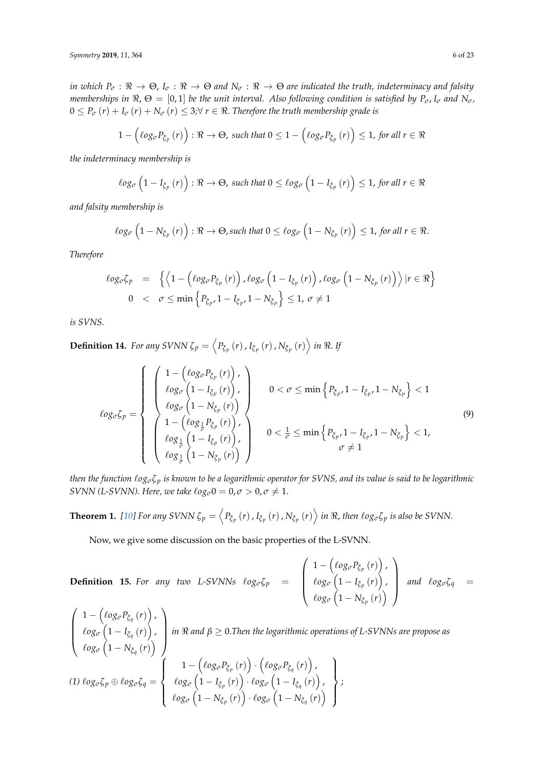*in which $P_\sigma : \Re \to \Theta$, $I_\sigma : \Re \to \Theta$ and $N_\sigma : \Re \to \Theta$ are indicated the truth, indeterminacy and falsity memberships in $\Re$, $\Theta = [0,1]$ be the unit interval. Also following condition is satisfied by $P_\sigma, I_\sigma$ and $N_\sigma$, $0 \le P_\sigma(r) + I_\sigma(r) + N_\sigma(r) \le 3; \forall\, r \in \Re$. Therefore the truth membership grade is*

$$1 - \left(\ell og_\sigma P_{\xi_p}(r)\right) : \Re \to \Theta, \text{ such that } 0 \le 1 - \left(\ell og_\sigma P_{\xi_p}(r)\right) \le 1, \text{ for all } r \in \Re$$

*the indeterminacy membership is*

$$\ell og_\sigma \left(1 - I_{\xi_p}(r)\right) : \Re \to \Theta, \text{ such that } 0 \le \ell og_\sigma \left(1 - I_{\xi_p}(r)\right) \le 1, \text{ for all } r \in \Re$$

*and falsity membership is*

$$\ell og_\sigma \left(1 - N_{\xi_p}(r)\right) : \Re \to \Theta, \text{such that } 0 \le \ell og_\sigma \left(1 - N_{\xi_p}(r)\right) \le 1, \text{ for all } r \in \Re.$$

*Therefore*

$$\begin{aligned} \ell og_\sigma \zeta_p &= \left\{ \left\langle 1 - \left(\ell og_\sigma P_{\xi_p}(r)\right), \ell og_\sigma \left(1 - I_{\xi_p}(r)\right), \ell og_\sigma \left(1 - N_{\xi_p}(r)\right) \right\rangle | r \in \Re \right\} \\ 0 &< \sigma \le \min\left\{P_{\xi_p}, 1 - I_{\xi_p}, 1 - N_{\xi_p}\right\} \le 1, \ \sigma \ne 1 \end{aligned}$$

*is SVNS.*

**Definition 14.** *For any SVNN $\zeta_p = \left\langle P_{\xi_p}(r), I_{\xi_p}(r), N_{\xi_p}(r) \right\rangle$ in $\Re$. If*

$$\ell og_\sigma \zeta_p = \begin{cases} \begin{pmatrix} 1 - \left(\ell og_\sigma P_{\xi_p}(r)\right), \\ \ell og_\sigma \left(1 - I_{\xi_p}(r)\right), \\ \ell og_\sigma \left(1 - N_{\xi_p}(r)\right) \end{pmatrix} & 0 < \sigma \le \min\left\{P_{\xi_p}, 1 - I_{\xi_p}, 1 - N_{\xi_p}\right\} < 1 \\ \begin{pmatrix} 1 - \left(\ell og_{\frac{1}{\sigma}} P_{\xi_p}(r)\right), \\ \ell og_{\frac{1}{\sigma}} \left(1 - I_{\xi_p}(r)\right), \\ \ell og_{\frac{1}{\sigma}} \left(1 - N_{\xi_p}(r)\right) \end{pmatrix} & 0 < \frac{1}{\sigma} \le \min\left\{P_{\xi_p}, 1 - I_{\xi_p}, 1 - N_{\xi_p}\right\} < 1, \\ & \sigma \ne 1 \end{cases} \tag{9}$$

*then the function $\ell og_\sigma \zeta_p$ is known to be a logarithmic operator for SVNS, and its value is said to be logarithmic SVNN (L-SVNN). Here, we take $\ell og_\sigma 0 = 0, \sigma > 0, \sigma \ne 1$.*

**Theorem 1.** *[10] For any SVNN $\zeta_p = \left\langle P_{\xi_p}(r), I_{\xi_p}(r), N_{\xi_p}(r) \right\rangle$ in $\Re$, then $\ell og_\sigma \zeta_p$ is also be SVNN.*

Now, we give some discussion on the basic properties of the L-SVNN.

**Definition 15.** *For any two L-SVNNs $\ell og_\sigma \zeta_p = \begin{pmatrix} 1 - \left(\ell og_\sigma P_{\xi_p}(r)\right), \\ \ell og_\sigma \left(1 - I_{\xi_p}(r)\right), \\ \ell og_\sigma \left(1 - N_{\xi_p}(r)\right) \end{pmatrix}$ and $\ell og_\sigma \zeta_q = \begin{pmatrix} 1 - \left(\ell og_\sigma P_{\xi_q}(r)\right), \\ \ell og_\sigma \left(1 - I_{\xi_q}(r)\right), \\ \ell og_\sigma \left(1 - N_{\xi_q}(r)\right) \end{pmatrix}$ in $\Re$ and $\beta \ge 0$.Then the logarithmic operations of L-SVNNs are propose as*

*(1)* $\ell og_\sigma \zeta_p \oplus \ell og_\sigma \zeta_q = \left\{ \begin{array}{c} 1 - \left(\ell og_\sigma P_{\xi_p}(r)\right) \cdot \left(\ell og_\sigma P_{\xi_q}(r)\right), \\ \ell og_\sigma \left(1 - I_{\xi_p}(r)\right) \cdot \ell og_\sigma \left(1 - I_{\xi_q}(r)\right), \\ \ell og_\sigma \left(1 - N_{\xi_p}(r)\right) \cdot \ell og_\sigma \left(1 - N_{\xi_q}(r)\right) \end{array} \right\};$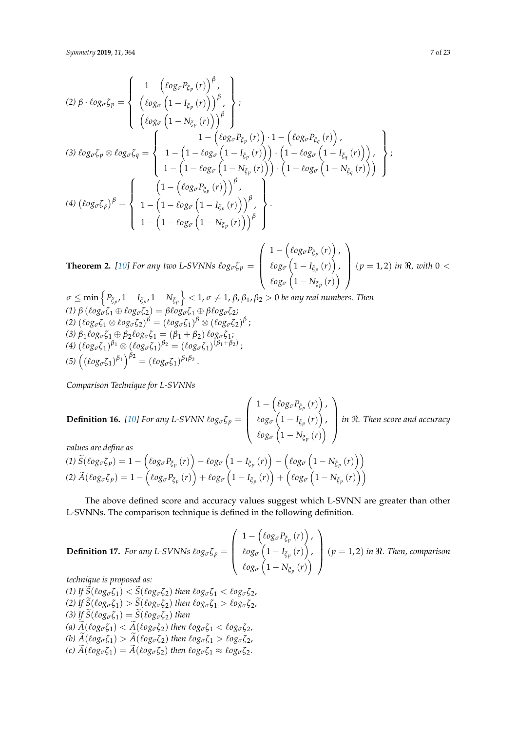(2) $\beta \cdot \ell og_\sigma \zeta_p = \left\{ \begin{array}{c} 1 - \left(\ell og_\sigma P_{\xi_p}(r)\right)^\beta, \\ \left(\ell og_\sigma \left(1 - I_{\xi_p}(r)\right)\right)^\beta, \\ \left(\ell og_\sigma \left(1 - N_{\xi_p}(r)\right)\right)^\beta \end{array} \right\}$;

(3) $\ell og_\sigma \zeta_p \otimes \ell og_\sigma \zeta_q = \left\{ \begin{array}{c} 1 - \left(\ell og_\sigma P_{\xi_p}(r)\right) \cdot 1 - \left(\ell og_\sigma P_{\xi_q}(r)\right), \\ 1 - \left(1 - \ell og_\sigma \left(1 - I_{\xi_p}(r)\right)\right) \cdot \left(1 - \ell og_\sigma \left(1 - I_{\xi_q}(r)\right)\right), \\ 1 - \left(1 - \ell og_\sigma \left(1 - N_{\xi_p}(r)\right)\right) \cdot \left(1 - \ell og_\sigma \left(1 - N_{\xi_q}(r)\right)\right) \end{array} \right\}$;

(4) $\left(\ell og_\sigma \zeta_p\right)^\beta = \left\{ \begin{array}{c} \left(1 - \left(\ell og_\sigma P_{\xi_p}(r)\right)\right)^\beta, \\ 1 - \left(1 - \ell og_\sigma \left(1 - I_{\xi_p}(r)\right)\right)^\beta, \\ 1 - \left(1 - \ell og_\sigma \left(1 - N_{\xi_p}(r)\right)\right)^\beta \end{array} \right\}$.

**Theorem 2.** *[10] For any two L-SVNNs* $\ell og_\sigma \zeta_p = \left( \begin{array}{c} 1 - \left(\ell og_\sigma P_{\xi_p}(r)\right), \\ \ell og_\sigma \left(1 - I_{\xi_p}(r)\right), \\ \ell og_\sigma \left(1 - N_{\xi_p}(r)\right) \end{array} \right)$ $(p = 1, 2)$ *in* $\Re$, *with* $0 < \sigma \leq \min\left\{P_{\xi_p}, 1 - I_{\xi_p}, 1 - N_{\xi_p}\right\} < 1$, $\sigma \neq 1$, $\beta, \beta_1, \beta_2 > 0$ *be any real numbers. Then*
*(1)* $\beta\left(\ell og_\sigma \zeta_1 \oplus \ell og_\sigma \zeta_2\right) = \beta \ell og_\sigma \zeta_1 \oplus \beta \ell og_\sigma \zeta_2$;
*(2)* $\left(\ell og_\sigma \zeta_1 \otimes \ell og_\sigma \zeta_2\right)^\beta = \left(\ell og_\sigma \zeta_1\right)^\beta \otimes \left(\ell og_\sigma \zeta_2\right)^\beta$;
*(3)* $\beta_1 \ell og_\sigma \zeta_1 \oplus \beta_2 \ell og_\sigma \zeta_1 = \left(\beta_1 + \beta_2\right) \ell og_\sigma \zeta_1$;
*(4)* $\left(\ell og_\sigma \zeta_1\right)^{\beta_1} \otimes \left(\ell og_\sigma \zeta_1\right)^{\beta_2} = \left(\ell og_\sigma \zeta_1\right)^{\left(\beta_1 + \beta_2\right)}$;
*(5)* $\left(\left(\ell og_\sigma \zeta_1\right)^{\beta_1}\right)^{\beta_2} = \left(\ell og_\sigma \zeta_1\right)^{\beta_1 \beta_2}$.

*Comparison Technique for L-SVNNs*

**Definition 16.** *[10] For any L-SVNN* $\ell og_\sigma \zeta_p = \left( \begin{array}{c} 1 - \left(\ell og_\sigma P_{\xi_p}(r)\right), \\ \ell og_\sigma \left(1 - I_{\xi_p}(r)\right), \\ \ell og_\sigma \left(1 - N_{\xi_p}(r)\right) \end{array} \right)$ *in* $\Re$. *Then score and accuracy values are define as*
*(1)* $\widetilde{S}(\ell og_\sigma \zeta_p) = 1 - \left(\ell og_\sigma P_{\xi_p}(r)\right) - \ell og_\sigma \left(1 - I_{\xi_p}(r)\right) - \left(\ell og_\sigma \left(1 - N_{\xi_p}(r)\right)\right)$
*(2)* $\widetilde{A}(\ell og_\sigma \zeta_p) = 1 - \left(\ell og_\sigma P_{\xi_p}(r)\right) + \ell og_\sigma \left(1 - I_{\xi_p}(r)\right) + \left(\ell og_\sigma \left(1 - N_{\xi_p}(r)\right)\right)$

The above defined score and accuracy values suggest which L-SVNN are greater than other L-SVNNs. The comparison technique is defined in the following definition.

**Definition 17.** *For any L-SVNNs* $\ell og_\sigma \zeta_p = \left( \begin{array}{c} 1 - \left(\ell og_\sigma P_{\xi_p}(r)\right), \\ \ell og_\sigma \left(1 - I_{\xi_p}(r)\right), \\ \ell og_\sigma \left(1 - N_{\xi_p}(r)\right) \end{array} \right)$ $(p = 1, 2)$ *in* $\Re$. *Then, comparison technique is proposed as:*
*(1) If* $\widetilde{S}(\ell og_\sigma \zeta_1) < \widetilde{S}(\ell og_\sigma \zeta_2)$ *then* $\ell og_\sigma \zeta_1 < \ell og_\sigma \zeta_2$,
*(2) If* $\widetilde{S}(\ell og_\sigma \zeta_1) > \widetilde{S}(\ell og_\sigma \zeta_2)$ *then* $\ell og_\sigma \zeta_1 > \ell og_\sigma \zeta_2$,
*(3) If* $\widetilde{S}(\ell og_\sigma \zeta_1) = \widetilde{S}(\ell og_\sigma \zeta_2)$ *then*
*(a)* $\widetilde{A}(\ell og_\sigma \zeta_1) < \widetilde{A}(\ell og_\sigma \zeta_2)$ *then* $\ell og_\sigma \zeta_1 < \ell og_\sigma \zeta_2$,
*(b)* $\widetilde{A}(\ell og_\sigma \zeta_1) > \widetilde{A}(\ell og_\sigma \zeta_2)$ *then* $\ell og_\sigma \zeta_1 > \ell og_\sigma \zeta_2$,
*(c)* $\widetilde{A}(\ell og_\sigma \zeta_1) = \widetilde{A}(\ell og_\sigma \zeta_2)$ *then* $\ell og_\sigma \zeta_1 \approx \ell og_\sigma \zeta_2$.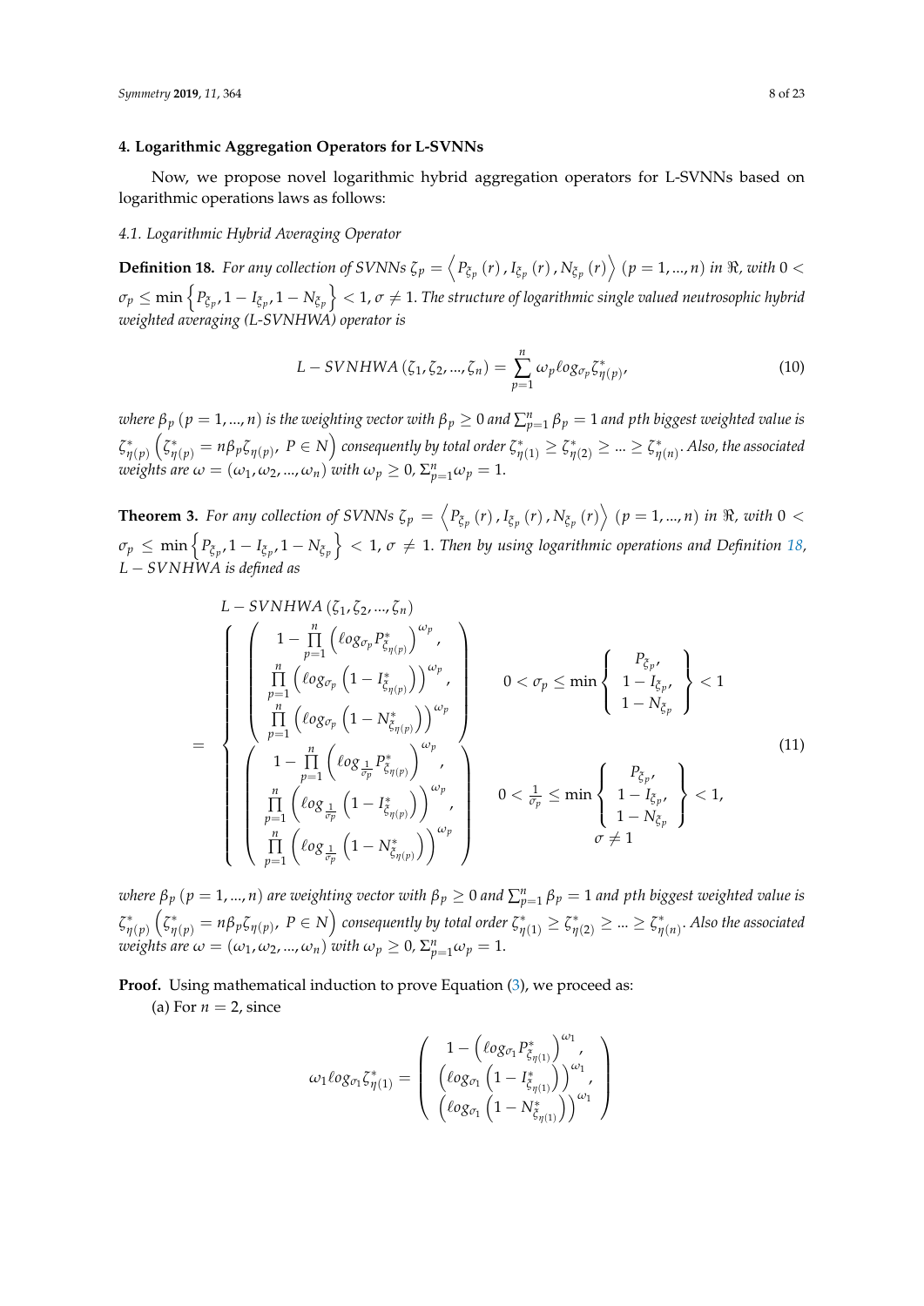## 4. Logarithmic Aggregation Operators for L-SVNNs

Now, we propose novel logarithmic hybrid aggregation operators for L-SVNNs based on logarithmic operations laws as follows:

### 4.1. Logarithmic Hybrid Averaging Operator

**Definition 18.** *For any collection of SVNNs $\zeta_p = \left\langle P_{\xi_p}(r), I_{\xi_p}(r), N_{\xi_p}(r) \right\rangle$ $(p = 1, ..., n)$ in $\Re$, with $0 < \sigma_p \leq \min\left\{P_{\xi_p}, 1 - I_{\xi_p}, 1 - N_{\xi_p}\right\} < 1$, $\sigma \neq 1$. The structure of logarithmic single valued neutrosophic hybrid weighted averaging (L-SVNHWA) operator is*

$$L - SVNHWA(\zeta_1, \zeta_2, ..., \zeta_n) = \sum_{p=1}^{n} \omega_p \ell og_{\sigma_p} \zeta^*_{\eta(p)}, \tag{10}$$

*where $\beta_p$ $(p = 1, ..., n)$ is the weighting vector with $\beta_p \geq 0$ and $\sum_{p=1}^{n} \beta_p = 1$ and pth biggest weighted value is $\zeta^*_{\eta(p)}$ $\left(\zeta^*_{\eta(p)} = n\beta_p \zeta_{\eta(p)},\ P \in N\right)$ consequently by total order $\zeta^*_{\eta(1)} \geq \zeta^*_{\eta(2)} \geq ... \geq \zeta^*_{\eta(n)}$. Also, the associated weights are $\omega = (\omega_1, \omega_2, ..., \omega_n)$ with $\omega_p \geq 0$, $\Sigma_{p=1}^{n} \omega_p = 1$.*

**Theorem 3.** *For any collection of SVNNs $\zeta_p = \left\langle P_{\xi_p}(r), I_{\xi_p}(r), N_{\xi_p}(r) \right\rangle$ $(p = 1, ..., n)$ in $\Re$, with $0 < \sigma_p \leq \min\left\{P_{\xi_p}, 1 - I_{\xi_p}, 1 - N_{\xi_p}\right\} < 1$, $\sigma \neq 1$. Then by using logarithmic operations and Definition 18, $L - SVNHWA$ is defined as*

$$L - SVNHWA(\zeta_1, \zeta_2, ..., \zeta_n)$$
$$= \begin{cases} \begin{pmatrix} 1 - \prod\limits_{p=1}^{n} \left(\ell og_{\sigma_p} P^*_{\xi_{\eta(p)}}\right)^{\omega_p}, \\ \prod\limits_{p=1}^{n} \left(\ell og_{\sigma_p} \left(1 - I^*_{\xi_{\eta(p)}}\right)\right)^{\omega_p}, \\ \prod\limits_{p=1}^{n} \left(\ell og_{\sigma_p} \left(1 - N^*_{\xi_{\eta(p)}}\right)\right)^{\omega_p} \end{pmatrix} & 0 < \sigma_p \leq \min\left\{\begin{array}{c} P_{\xi_p}, \\ 1 - I_{\xi_p}, \\ 1 - N_{\xi_p} \end{array}\right\} < 1 \\ \begin{pmatrix} 1 - \prod\limits_{p=1}^{n} \left(\ell og_{\frac{1}{\sigma_p}} P^*_{\xi_{\eta(p)}}\right)^{\omega_p}, \\ \prod\limits_{p=1}^{n} \left(\ell og_{\frac{1}{\sigma_p}} \left(1 - I^*_{\xi_{\eta(p)}}\right)\right)^{\omega_p}, \\ \prod\limits_{p=1}^{n} \left(\ell og_{\frac{1}{\sigma_p}} \left(1 - N^*_{\xi_{\eta(p)}}\right)\right)^{\omega_p} \end{pmatrix} & \begin{array}{c} 0 < \frac{1}{\sigma_p} \leq \min\left\{\begin{array}{c} P_{\xi_p}, \\ 1 - I_{\xi_p}, \\ 1 - N_{\xi_p} \end{array}\right\} < 1, \\ \sigma \neq 1 \end{array} \end{cases} \tag{11}$$

*where $\beta_p$ $(p = 1, ..., n)$ are weighting vector with $\beta_p \geq 0$ and $\sum_{p=1}^{n} \beta_p = 1$ and pth biggest weighted value is $\zeta^*_{\eta(p)}$ $\left(\zeta^*_{\eta(p)} = n\beta_p \zeta_{\eta(p)},\ P \in N\right)$ consequently by total order $\zeta^*_{\eta(1)} \geq \zeta^*_{\eta(2)} \geq ... \geq \zeta^*_{\eta(n)}$. Also the associated weights are $\omega = (\omega_1, \omega_2, ..., \omega_n)$ with $\omega_p \geq 0$, $\Sigma_{p=1}^{n} \omega_p = 1$.*

**Proof.** Using mathematical induction to prove Equation (3), we proceed as:

(a) For $n = 2$, since

$$\omega_1 \ell og_{\sigma_1} \zeta^*_{\eta(1)} = \begin{pmatrix} 1 - \left(\ell og_{\sigma_1} P^*_{\xi_{\eta(1)}}\right)^{\omega_1}, \\ \left(\ell og_{\sigma_1} \left(1 - I^*_{\xi_{\eta(1)}}\right)\right)^{\omega_1}, \\ \left(\ell og_{\sigma_1} \left(1 - N^*_{\xi_{\eta(1)}}\right)\right)^{\omega_1} \end{pmatrix}$$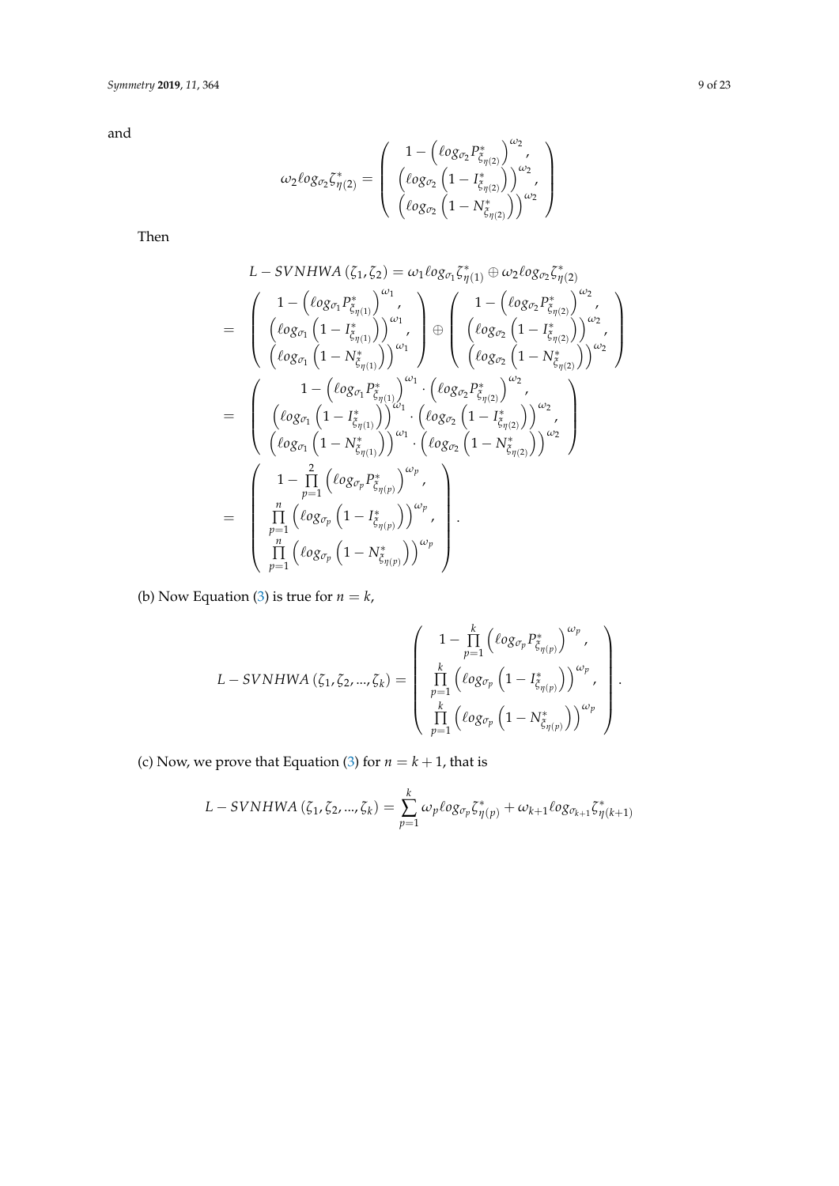and

$$\omega_2 \ell og_{\sigma_2} \zeta^*_{\eta(2)} = \begin{pmatrix} 1 - \left(\ell og_{\sigma_2} P^*_{\xi_{\eta(2)}}\right)^{\omega_2}, \\ \left(\ell og_{\sigma_2}\left(1 - I^*_{\xi_{\eta(2)}}\right)\right)^{\omega_2}, \\ \left(\ell og_{\sigma_2}\left(1 - N^*_{\xi_{\eta(2)}}\right)\right)^{\omega_2} \end{pmatrix}$$

Then

$$\begin{aligned}
& L - SVNHWA\left(\zeta_1, \zeta_2\right) = \omega_1 \ell og_{\sigma_1} \zeta^*_{\eta(1)} \oplus \omega_2 \ell og_{\sigma_2} \zeta^*_{\eta(2)} \\
= & \begin{pmatrix} 1 - \left(\ell og_{\sigma_1} P^*_{\xi_{\eta(1)}}\right)^{\omega_1}, \\ \left(\ell og_{\sigma_1}\left(1 - I^*_{\xi_{\eta(1)}}\right)\right)^{\omega_1}, \\ \left(\ell og_{\sigma_1}\left(1 - N^*_{\xi_{\eta(1)}}\right)\right)^{\omega_1} \end{pmatrix} \oplus \begin{pmatrix} 1 - \left(\ell og_{\sigma_2} P^*_{\xi_{\eta(2)}}\right)^{\omega_2}, \\ \left(\ell og_{\sigma_2}\left(1 - I^*_{\xi_{\eta(2)}}\right)\right)^{\omega_2}, \\ \left(\ell og_{\sigma_2}\left(1 - N^*_{\xi_{\eta(2)}}\right)\right)^{\omega_2} \end{pmatrix} \\
= & \begin{pmatrix} 1 - \left(\ell og_{\sigma_1} P^*_{\xi_{\eta(1)}}\right)^{\omega_1} \cdot \left(\ell og_{\sigma_2} P^*_{\xi_{\eta(2)}}\right)^{\omega_2}, \\ \left(\ell og_{\sigma_1}\left(1 - I^*_{\xi_{\eta(1)}}\right)\right)^{\omega_1} \cdot \left(\ell og_{\sigma_2}\left(1 - I^*_{\xi_{\eta(2)}}\right)\right)^{\omega_2}, \\ \left(\ell og_{\sigma_1}\left(1 - N^*_{\xi_{\eta(1)}}\right)\right)^{\omega_1} \cdot \left(\ell og_{\sigma_2}\left(1 - N^*_{\xi_{\eta(2)}}\right)\right)^{\omega_2} \end{pmatrix} \\
= & \begin{pmatrix} 1 - \prod\limits_{p=1}^{2} \left(\ell og_{\sigma_p} P^*_{\xi_{\eta(p)}}\right)^{\omega_p}, \\ \prod\limits_{p=1}^{n} \left(\ell og_{\sigma_p}\left(1 - I^*_{\xi_{\eta(p)}}\right)\right)^{\omega_p}, \\ \prod\limits_{p=1}^{n} \left(\ell og_{\sigma_p}\left(1 - N^*_{\xi_{\eta(p)}}\right)\right)^{\omega_p} \end{pmatrix}.
\end{aligned}$$

(b) Now Equation (3) is true for $n = k$,

$$L - SVNHWA\left(\zeta_1, \zeta_2, ..., \zeta_k\right) = \begin{pmatrix} 1 - \prod\limits_{p=1}^{k} \left(\ell og_{\sigma_p} P^*_{\xi_{\eta(p)}}\right)^{\omega_p}, \\ \prod\limits_{p=1}^{k} \left(\ell og_{\sigma_p}\left(1 - I^*_{\xi_{\eta(p)}}\right)\right)^{\omega_p}, \\ \prod\limits_{p=1}^{k} \left(\ell og_{\sigma_p}\left(1 - N^*_{\xi_{\eta(p)}}\right)\right)^{\omega_p} \end{pmatrix}.$$

(c) Now, we prove that Equation (3) for $n = k + 1$, that is

$$L - SVNHWA\left(\zeta_1, \zeta_2, ..., \zeta_k\right) = \sum_{p=1}^{k} \omega_p \ell og_{\sigma_p} \zeta^*_{\eta(p)} + \omega_{k+1} \ell og_{\sigma_{k+1}} \zeta^*_{\eta(k+1)}$$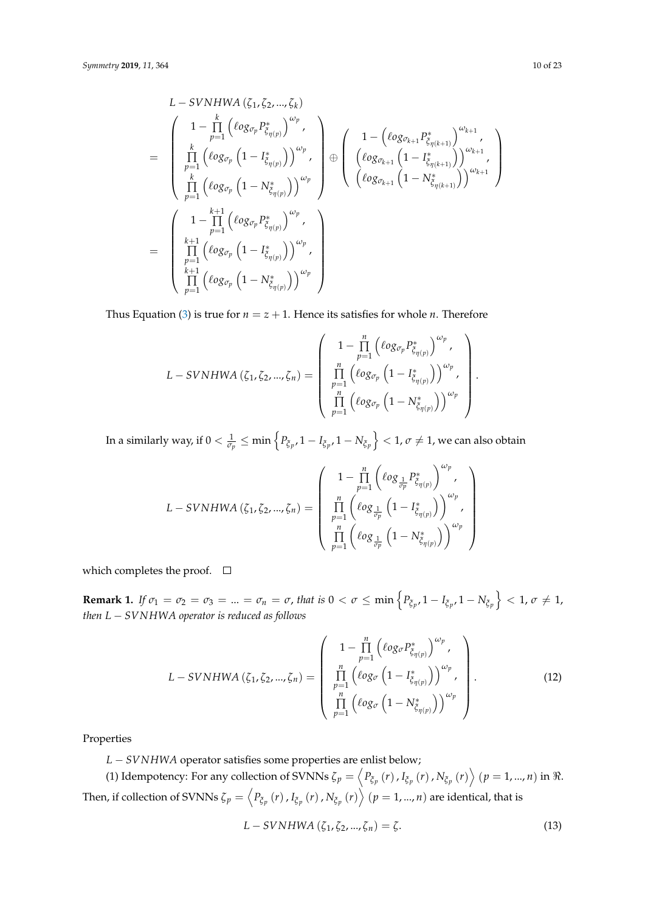$$
\begin{aligned}
& L-SVNHWA\left(\zeta_1,\zeta_2,...,\zeta_k\right) \\
&= \begin{pmatrix} 1-\prod\limits_{p=1}^{k}\left(\ell og_{\sigma_p} P^{*}_{\xi_{\eta(p)}}\right)^{\omega_p}, \\ \prod\limits_{p=1}^{k}\left(\ell og_{\sigma_p}\left(1-I^{*}_{\xi_{\eta(p)}}\right)\right)^{\omega_p}, \\ \prod\limits_{p=1}^{k}\left(\ell og_{\sigma_p}\left(1-N^{*}_{\xi_{\eta(p)}}\right)\right)^{\omega_p} \end{pmatrix} \oplus \begin{pmatrix} 1-\left(\ell og_{\sigma_{k+1}} P^{*}_{\xi_{\eta(k+1)}}\right)^{\omega_{k+1}}, \\ \left(\ell og_{\sigma_{k+1}}\left(1-I^{*}_{\xi_{\eta(k+1)}}\right)\right)^{\omega_{k+1}}, \\ \left(\ell og_{\sigma_{k+1}}\left(1-N^{*}_{\xi_{\eta(k+1)}}\right)\right)^{\omega_{k+1}} \end{pmatrix} \\
&= \begin{pmatrix} 1-\prod\limits_{p=1}^{k+1}\left(\ell og_{\sigma_p} P^{*}_{\xi_{\eta(p)}}\right)^{\omega_p}, \\ \prod\limits_{p=1}^{k+1}\left(\ell og_{\sigma_p}\left(1-I^{*}_{\xi_{\eta(p)}}\right)\right)^{\omega_p}, \\ \prod\limits_{p=1}^{k+1}\left(\ell og_{\sigma_p}\left(1-N^{*}_{\xi_{\eta(p)}}\right)\right)^{\omega_p} \end{pmatrix}
\end{aligned}
$$

Thus Equation (3) is true for $n = z + 1$. Hence its satisfies for whole $n$. Therefore

$$
L-SVNHWA\left(\zeta_1,\zeta_2,...,\zeta_n\right) = \begin{pmatrix} 1-\prod\limits_{p=1}^{n}\left(\ell og_{\sigma_p} P^{*}_{\xi_{\eta(p)}}\right)^{\omega_p}, \\ \prod\limits_{p=1}^{n}\left(\ell og_{\sigma_p}\left(1-I^{*}_{\xi_{\eta(p)}}\right)\right)^{\omega_p}, \\ \prod\limits_{p=1}^{n}\left(\ell og_{\sigma_p}\left(1-N^{*}_{\xi_{\eta(p)}}\right)\right)^{\omega_p} \end{pmatrix}.
$$

In a similarly way, if $0 < \frac{1}{\sigma_p} \leq \min\left\{P_{\xi_p}, 1-I_{\xi_p}, 1-N_{\xi_p}\right\} < 1$, $\sigma \neq 1$, we can also obtain

$$
L-SVNHWA\left(\zeta_1,\zeta_2,...,\zeta_n\right) = \begin{pmatrix} 1-\prod\limits_{p=1}^{n}\left(\ell og_{\frac{1}{\sigma_p}} P^{*}_{\xi_{\eta(p)}}\right)^{\omega_p}, \\ \prod\limits_{p=1}^{n}\left(\ell og_{\frac{1}{\sigma_p}}\left(1-I^{*}_{\xi_{\eta(p)}}\right)\right)^{\omega_p}, \\ \prod\limits_{p=1}^{n}\left(\ell og_{\frac{1}{\sigma_p}}\left(1-N^{*}_{\xi_{\eta(p)}}\right)\right)^{\omega_p} \end{pmatrix}
$$

which completes the proof. □

**Remark 1.** *If $\sigma_1 = \sigma_2 = \sigma_3 = ... = \sigma_n = \sigma$, that is $0 < \sigma \leq \min\left\{P_{\xi_p}, 1-I_{\xi_p}, 1-N_{\xi_p}\right\} < 1$, $\sigma \neq 1$, then $L-SVNHWA$ operator is reduced as follows*

$$
L-SVNHWA\left(\zeta_1,\zeta_2,...,\zeta_n\right) = \begin{pmatrix} 1-\prod\limits_{p=1}^{n}\left(\ell og_{\sigma} P^{*}_{\xi_{\eta(p)}}\right)^{\omega_p}, \\ \prod\limits_{p=1}^{n}\left(\ell og_{\sigma}\left(1-I^{*}_{\xi_{\eta(p)}}\right)\right)^{\omega_p}, \\ \prod\limits_{p=1}^{n}\left(\ell og_{\sigma}\left(1-N^{*}_{\xi_{\eta(p)}}\right)\right)^{\omega_p} \end{pmatrix}. \tag{12}
$$

Properties

$L-SVNHWA$ operator satisfies some properties are enlist below;

(1) Idempotency: For any collection of SVNNs $\zeta_p = \left\langle P_{\xi_p}(r), I_{\xi_p}(r), N_{\xi_p}(r)\right\rangle$ $(p = 1, ..., n)$ in $\Re$. Then, if collection of SVNNs $\zeta_p = \left\langle P_{\xi_p}(r), I_{\xi_p}(r), N_{\xi_p}(r)\right\rangle$ $(p = 1, ..., n)$ are identical, that is

$$
L-SVNHWA\left(\zeta_1,\zeta_2,...,\zeta_n\right) = \zeta. \tag{13}
$$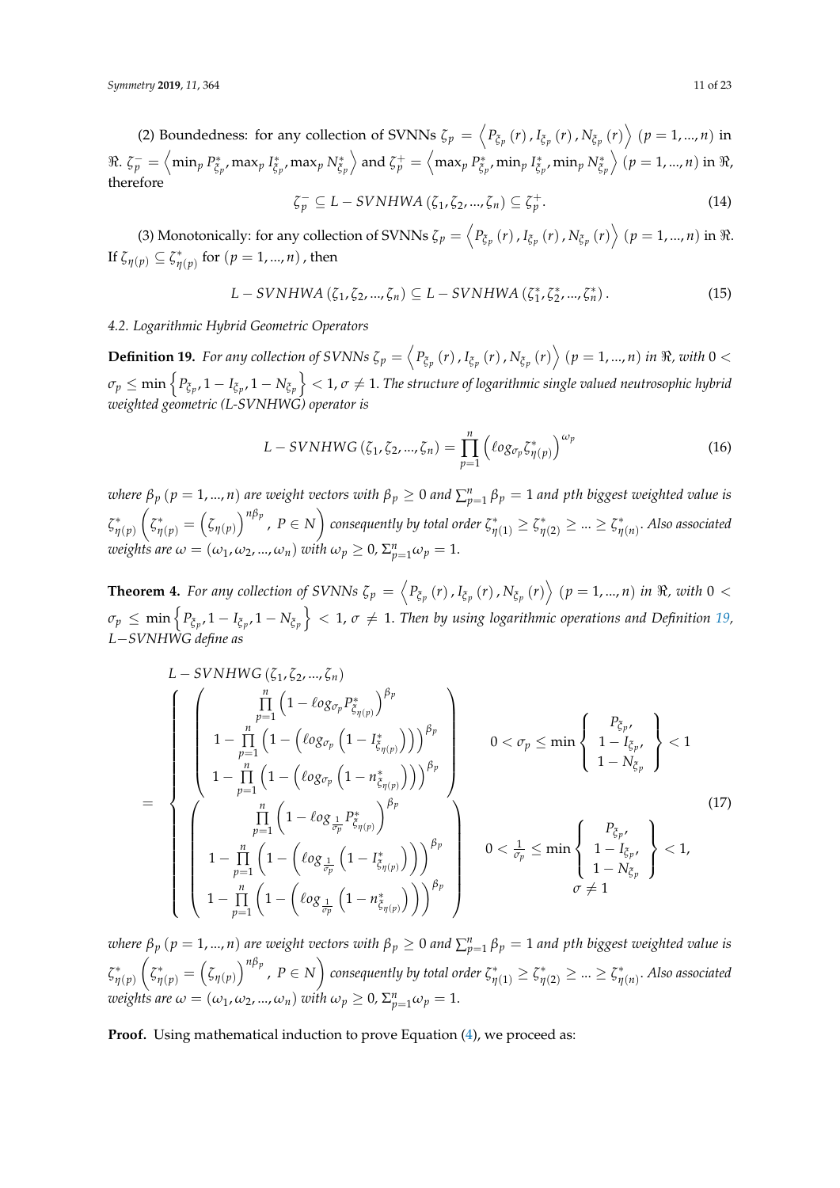(2) Boundedness: for any collection of SVNNs $\zeta_p = \left\langle P_{\xi_p}(r), I_{\xi_p}(r), N_{\xi_p}(r) \right\rangle$ $(p = 1, ..., n)$ in $\Re$. $\zeta_p^- = \left\langle \min_p P_{\xi_p}^*, \max_p I_{\xi_p}^*, \max_p N_{\xi_p}^* \right\rangle$ and $\zeta_p^+ = \left\langle \max_p P_{\xi_p}^*, \min_p I_{\xi_p}^*, \min_p N_{\xi_p}^* \right\rangle$ $(p = 1, ..., n)$ in $\Re$, therefore

$$\zeta_p^- \subseteq L - SVNHWA(\zeta_1, \zeta_2, ..., \zeta_n) \subseteq \zeta_p^+. \tag{14}$$

(3) Monotonically: for any collection of SVNNs $\zeta_p = \left\langle P_{\xi_p}(r), I_{\xi_p}(r), N_{\xi_p}(r) \right\rangle$ $(p = 1, ..., n)$ in $\Re$. If $\zeta_{\eta(p)} \subseteq \zeta_{\eta(p)}^*$ for $(p = 1, ..., n)$, then

$$L - SVNHWA(\zeta_1, \zeta_2, ..., \zeta_n) \subseteq L - SVNHWA(\zeta_1^*, \zeta_2^*, ..., \zeta_n^*). \tag{15}$$

### 4.2. Logarithmic Hybrid Geometric Operators

**Definition 19.** *For any collection of SVNNs $\zeta_p = \left\langle P_{\xi_p}(r), I_{\xi_p}(r), N_{\xi_p}(r) \right\rangle$ $(p = 1, ..., n)$ in $\Re$, with $0 < \sigma_p \leq \min\left\{P_{\xi_p}, 1 - I_{\xi_p}, 1 - N_{\xi_p}\right\} < 1, \sigma \neq 1$. The structure of logarithmic single valued neutrosophic hybrid weighted geometric (L-SVNHWG) operator is*

$$L - SVNHWG(\zeta_1, \zeta_2, ..., \zeta_n) = \prod_{p=1}^{n} \left(\ell og_{\sigma_p} \zeta_{\eta(p)}^*\right)^{\omega_p} \tag{16}$$

*where $\beta_p$ $(p = 1, ..., n)$ are weight vectors with $\beta_p \geq 0$ and $\sum_{p=1}^{n} \beta_p = 1$ and pth biggest weighted value is $\zeta_{\eta(p)}^* \left(\zeta_{\eta(p)}^* = \left(\zeta_{\eta(p)}\right)^{n\beta_p}, P \in N\right)$ consequently by total order $\zeta_{\eta(1)}^* \geq \zeta_{\eta(2)}^* \geq ... \geq \zeta_{\eta(n)}^*$. Also associated weights are $\omega = (\omega_1, \omega_2, ..., \omega_n)$ with $\omega_p \geq 0$, $\Sigma_{p=1}^{n} \omega_p = 1$.*

**Theorem 4.** *For any collection of SVNNs $\zeta_p = \left\langle P_{\xi_p}(r), I_{\xi_p}(r), N_{\xi_p}(r) \right\rangle$ $(p = 1, ..., n)$ in $\Re$, with $0 < \sigma_p \leq \min\left\{P_{\xi_p}, 1 - I_{\xi_p}, 1 - N_{\xi_p}\right\} < 1$, $\sigma \neq 1$. Then by using logarithmic operations and Definition 19, $L-SVNHWG$ define as*

$$L - SVNHWG(\zeta_1, \zeta_2, ..., \zeta_n) = \begin{cases} \begin{pmatrix} \prod\limits_{p=1}^{n} \left(1 - \ell og_{\sigma_p} P_{\xi_{\eta(p)}}^*\right)^{\beta_p} \\ 1 - \prod\limits_{p=1}^{n} \left(1 - \left(\ell og_{\sigma_p}\left(1 - I_{\xi_{\eta(p)}}^*\right)\right)\right)^{\beta_p} \\ 1 - \prod\limits_{p=1}^{n} \left(1 - \left(\ell og_{\sigma_p}\left(1 - n_{\xi_{\eta(p)}}^*\right)\right)\right)^{\beta_p} \end{pmatrix} & 0 < \sigma_p \leq \min\left\{\begin{array}{c} P_{\xi_p}, \\ 1 - I_{\xi_p}, \\ 1 - N_{\xi_p} \end{array}\right\} < 1 \\ \begin{pmatrix} \prod\limits_{p=1}^{n} \left(1 - \ell og_{\frac{1}{\sigma_p}} P_{\xi_{\eta(p)}}^*\right)^{\beta_p} \\ 1 - \prod\limits_{p=1}^{n} \left(1 - \left(\ell og_{\frac{1}{\sigma_p}}\left(1 - I_{\xi_{\eta(p)}}^*\right)\right)\right)^{\beta_p} \\ 1 - \prod\limits_{p=1}^{n} \left(1 - \left(\ell og_{\frac{1}{\sigma_p}}\left(1 - n_{\xi_{\eta(p)}}^*\right)\right)\right)^{\beta_p} \end{pmatrix} & \begin{array}{c} 0 < \frac{1}{\sigma_p} \leq \min\left\{\begin{array}{c} P_{\xi_p}, \\ 1 - I_{\xi_p}, \\ 1 - N_{\xi_p} \end{array}\right\} < 1, \\ \sigma \neq 1 \end{array} \end{cases} \tag{17}$$

*where $\beta_p$ $(p = 1, ..., n)$ are weight vectors with $\beta_p \geq 0$ and $\sum_{p=1}^{n} \beta_p = 1$ and pth biggest weighted value is $\zeta_{\eta(p)}^* \left(\zeta_{\eta(p)}^* = \left(\zeta_{\eta(p)}\right)^{n\beta_p}, P \in N\right)$ consequently by total order $\zeta_{\eta(1)}^* \geq \zeta_{\eta(2)}^* \geq ... \geq \zeta_{\eta(n)}^*$. Also associated weights are $\omega = (\omega_1, \omega_2, ..., \omega_n)$ with $\omega_p \geq 0$, $\Sigma_{p=1}^{n} \omega_p = 1$.*

**Proof.** Using mathematical induction to prove Equation (4), we proceed as: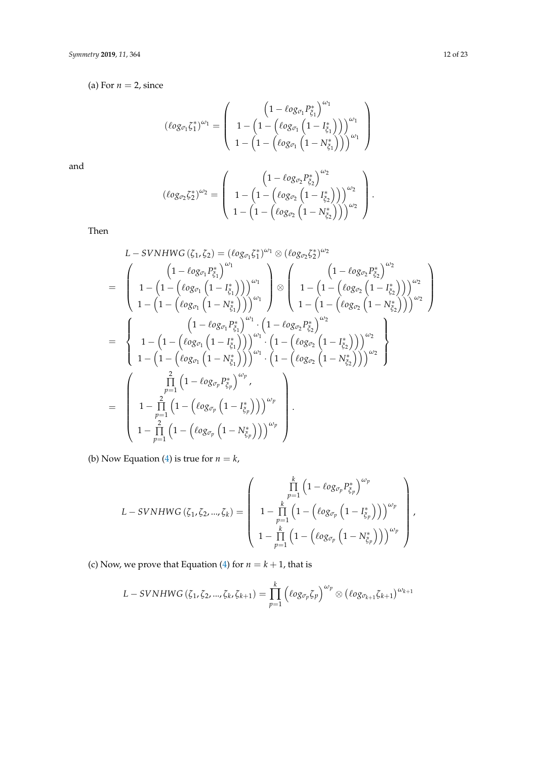(a) For $n = 2$, since

$$(\ell og_{\sigma_1}\zeta_1^*)^{\omega_1} = \begin{pmatrix} \left(1 - \ell og_{\sigma_1} P^*_{\xi_1}\right)^{\omega_1} \\ 1 - \left(1 - \left(\ell og_{\sigma_1}\left(1 - I^*_{\xi_1}\right)\right)\right)^{\omega_1} \\ 1 - \left(1 - \left(\ell og_{\sigma_1}\left(1 - N^*_{\xi_1}\right)\right)\right)^{\omega_1} \end{pmatrix}$$

and

$$(\ell og_{\sigma_2}\zeta_2^*)^{\omega_2} = \begin{pmatrix} \left(1 - \ell og_{\sigma_2} P^*_{\xi_2}\right)^{\omega_2} \\ 1 - \left(1 - \left(\ell og_{\sigma_2}\left(1 - I^*_{\xi_2}\right)\right)\right)^{\omega_2} \\ 1 - \left(1 - \left(\ell og_{\sigma_2}\left(1 - N^*_{\xi_2}\right)\right)\right)^{\omega_2} \end{pmatrix}.$$

Then

$$\begin{aligned}
& L - SVNHWG\left(\zeta_1, \zeta_2\right) = (\ell og_{\sigma_1}\zeta_1^*)^{\omega_1} \otimes (\ell og_{\sigma_2}\zeta_2^*)^{\omega_2} \\
= & \begin{pmatrix} \left(1 - \ell og_{\sigma_1} P^*_{\xi_1}\right)^{\omega_1} \\ 1 - \left(1 - \left(\ell og_{\sigma_1}\left(1 - I^*_{\xi_1}\right)\right)\right)^{\omega_1} \\ 1 - \left(1 - \left(\ell og_{\sigma_1}\left(1 - N^*_{\xi_1}\right)\right)\right)^{\omega_1} \end{pmatrix} \otimes \begin{pmatrix} \left(1 - \ell og_{\sigma_2} P^*_{\xi_2}\right)^{\omega_2} \\ 1 - \left(1 - \left(\ell og_{\sigma_2}\left(1 - I^*_{\xi_2}\right)\right)\right)^{\omega_2} \\ 1 - \left(1 - \left(\ell og_{\sigma_2}\left(1 - N^*_{\xi_2}\right)\right)\right)^{\omega_2} \end{pmatrix} \\
= & \begin{Bmatrix} \left(1 - \ell og_{\sigma_1} P^*_{\xi_1}\right)^{\omega_1} \cdot \left(1 - \ell og_{\sigma_2} P^*_{\xi_2}\right)^{\omega_2} \\ 1 - \left(1 - \left(\ell og_{\sigma_1}\left(1 - I^*_{\xi_1}\right)\right)\right)^{\omega_1} \cdot \left(1 - \left(\ell og_{\sigma_2}\left(1 - I^*_{\xi_2}\right)\right)\right)^{\omega_2} \\ 1 - \left(1 - \left(\ell og_{\sigma_1}\left(1 - N^*_{\xi_1}\right)\right)\right)^{\omega_1} \cdot \left(1 - \left(\ell og_{\sigma_2}\left(1 - N^*_{\xi_2}\right)\right)\right)^{\omega_2} \end{Bmatrix} \\
= & \begin{pmatrix} \prod\limits_{p=1}^{2} \left(1 - \ell og_{\sigma_p} P^*_{\xi_p}\right)^{\omega_p}, \\ 1 - \prod\limits_{p=1}^{2} \left(1 - \left(\ell og_{\sigma_p}\left(1 - I^*_{\xi_p}\right)\right)\right)^{\omega_p} \\ 1 - \prod\limits_{p=1}^{2} \left(1 - \left(\ell og_{\sigma_p}\left(1 - N^*_{\xi_p}\right)\right)\right)^{\omega_p} \end{pmatrix}.
\end{aligned}$$

(b) Now Equation (4) is true for $n = k$,

$$L - SVNHWG\left(\zeta_1, \zeta_2, ..., \zeta_k\right) = \begin{pmatrix} \prod\limits_{p=1}^{k} \left(1 - \ell og_{\sigma_p} P^*_{\xi_p}\right)^{\omega_p} \\ 1 - \prod\limits_{p=1}^{k} \left(1 - \left(\ell og_{\sigma_p}\left(1 - I^*_{\xi_p}\right)\right)\right)^{\omega_p} \\ 1 - \prod\limits_{p=1}^{k} \left(1 - \left(\ell og_{\sigma_p}\left(1 - N^*_{\xi_p}\right)\right)\right)^{\omega_p} \end{pmatrix},$$

(c) Now, we prove that Equation (4) for $n = k + 1$, that is

$$L - SVNHWG\left(\zeta_1, \zeta_2, ..., \zeta_k, \zeta_{k+1}\right) = \prod_{p=1}^{k} \left(\ell og_{\sigma_p}\zeta_p\right)^{\omega_p} \otimes \left(\ell og_{\sigma_{k+1}}\zeta_{k+1}\right)^{\omega_{k+1}}$$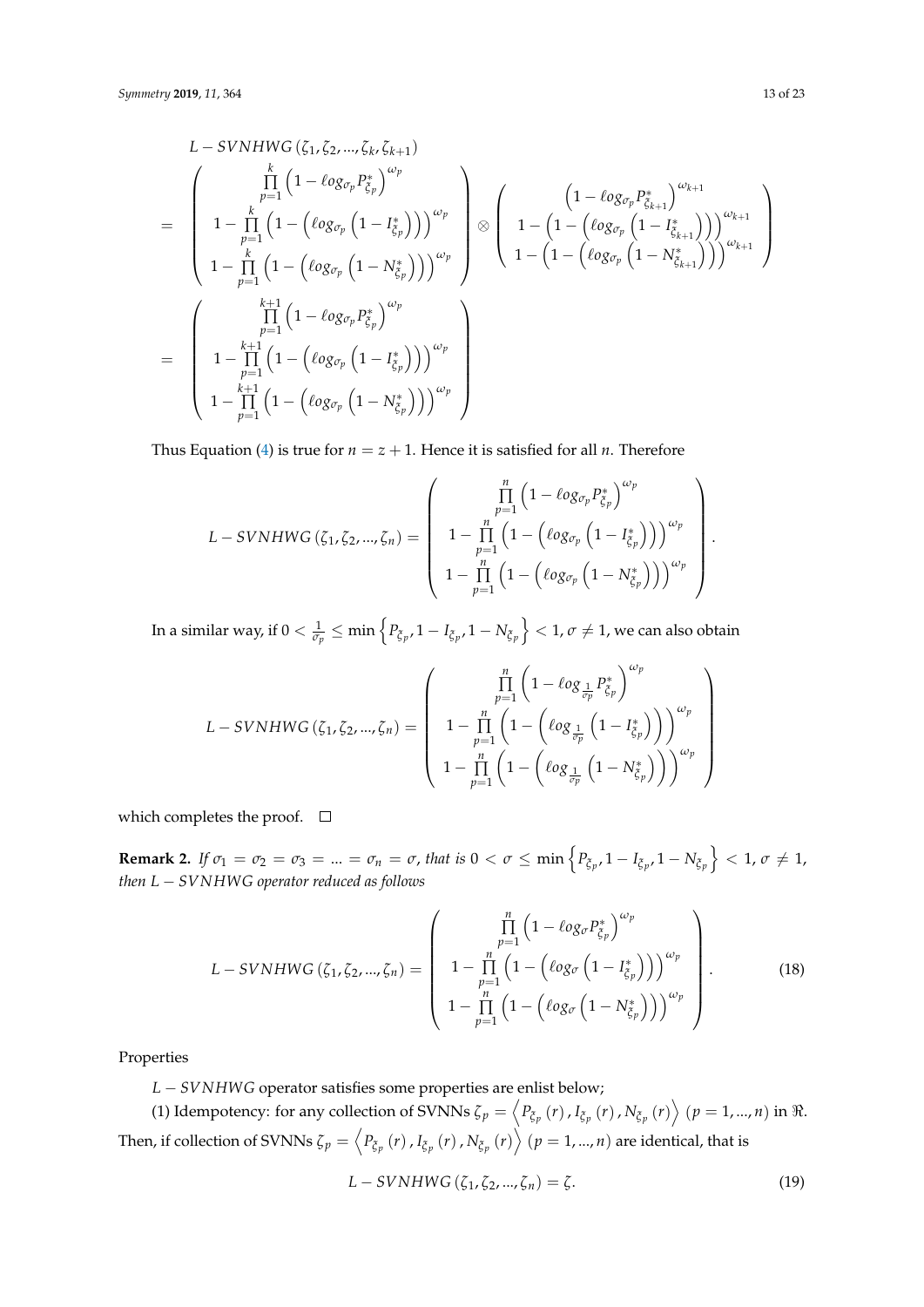$$
\begin{aligned}
& L-SVNHWG\left(\zeta_1,\zeta_2,...,\zeta_k,\zeta_{k+1}\right) \\
= & \left(\begin{array}{c}
\prod_{p=1}^{k}\left(1-\ell og_{\sigma_p}P^*_{\zeta_p}\right)^{\omega_p} \\
1-\prod_{p=1}^{k}\left(1-\left(\ell og_{\sigma_p}\left(1-I^*_{\zeta_p}\right)\right)\right)^{\omega_p} \\
1-\prod_{p=1}^{k}\left(1-\left(\ell og_{\sigma_p}\left(1-N^*_{\zeta_p}\right)\right)\right)^{\omega_p}
\end{array}\right) \otimes \left(\begin{array}{c}
\left(1-\ell og_{\sigma_p}P^*_{\zeta_{k+1}}\right)^{\omega_{k+1}} \\
1-\left(1-\left(\ell og_{\sigma_p}\left(1-I^*_{\zeta_{k+1}}\right)\right)\right)^{\omega_{k+1}} \\
1-\left(1-\left(\ell og_{\sigma_p}\left(1-N^*_{\zeta_{k+1}}\right)\right)\right)^{\omega_{k+1}}
\end{array}\right) \\
= & \left(\begin{array}{c}
\prod_{p=1}^{k+1}\left(1-\ell og_{\sigma_p}P^*_{\zeta_p}\right)^{\omega_p} \\
1-\prod_{p=1}^{k+1}\left(1-\left(\ell og_{\sigma_p}\left(1-I^*_{\zeta_p}\right)\right)\right)^{\omega_p} \\
1-\prod_{p=1}^{k+1}\left(1-\left(\ell og_{\sigma_p}\left(1-N^*_{\zeta_p}\right)\right)\right)^{\omega_p}
\end{array}\right)
\end{aligned}
$$

Thus Equation (4) is true for $n = z+1$. Hence it is satisfied for all $n$. Therefore

$$
L-SVNHWG\left(\zeta_1,\zeta_2,...,\zeta_n\right) = \left(\begin{array}{c}
\prod_{p=1}^{n}\left(1-\ell og_{\sigma_p}P^*_{\zeta_p}\right)^{\omega_p} \\
1-\prod_{p=1}^{n}\left(1-\left(\ell og_{\sigma_p}\left(1-I^*_{\zeta_p}\right)\right)\right)^{\omega_p} \\
1-\prod_{p=1}^{n}\left(1-\left(\ell og_{\sigma_p}\left(1-N^*_{\zeta_p}\right)\right)\right)^{\omega_p}
\end{array}\right).
$$

In a similar way, if $0 < \frac{1}{\sigma_p} \leq \min\left\{P_{\zeta_p}, 1-I_{\zeta_p}, 1-N_{\zeta_p}\right\} < 1$, $\sigma \neq 1$, we can also obtain

$$
L-SVNHWG\left(\zeta_1,\zeta_2,...,\zeta_n\right) = \left(\begin{array}{c}
\prod_{p=1}^{n}\left(1-\ell og_{\frac{1}{\sigma_p}}P^*_{\zeta_p}\right)^{\omega_p} \\
1-\prod_{p=1}^{n}\left(1-\left(\ell og_{\frac{1}{\sigma_p}}\left(1-I^*_{\zeta_p}\right)\right)\right)^{\omega_p} \\
1-\prod_{p=1}^{n}\left(1-\left(\ell og_{\frac{1}{\sigma_p}}\left(1-N^*_{\zeta_p}\right)\right)\right)^{\omega_p}
\end{array}\right)
$$

which completes the proof. □

**Remark 2.** *If $\sigma_1 = \sigma_2 = \sigma_3 = ... = \sigma_n = \sigma$, that is $0 < \sigma \leq \min\left\{P_{\zeta_p}, 1-I_{\zeta_p}, 1-N_{\zeta_p}\right\} < 1$, $\sigma \neq 1$, then $L-SVNHWG$ operator reduced as follows*

$$
L-SVNHWG\left(\zeta_1,\zeta_2,...,\zeta_n\right) = \left(\begin{array}{c}
\prod_{p=1}^{n}\left(1-\ell og_{\sigma}P^*_{\zeta_p}\right)^{\omega_p} \\
1-\prod_{p=1}^{n}\left(1-\left(\ell og_{\sigma}\left(1-I^*_{\zeta_p}\right)\right)\right)^{\omega_p} \\
1-\prod_{p=1}^{n}\left(1-\left(\ell og_{\sigma}\left(1-N^*_{\zeta_p}\right)\right)\right)^{\omega_p}
\end{array}\right). \tag{18}
$$

Properties

$L-SVNHWG$ operator satisfies some properties are enlist below;

(1) Idempotency: for any collection of SVNNs $\zeta_p = \left\langle P_{\zeta_p}(r), I_{\zeta_p}(r), N_{\zeta_p}(r)\right\rangle$ $(p = 1,...,n)$ in $\Re$. Then, if collection of SVNNs $\zeta_p = \left\langle P_{\zeta_p}(r), I_{\zeta_p}(r), N_{\zeta_p}(r)\right\rangle$ $(p = 1,...,n)$ are identical, that is

$$
L-SVNHWG\left(\zeta_1,\zeta_2,...,\zeta_n\right) = \zeta. \tag{19}
$$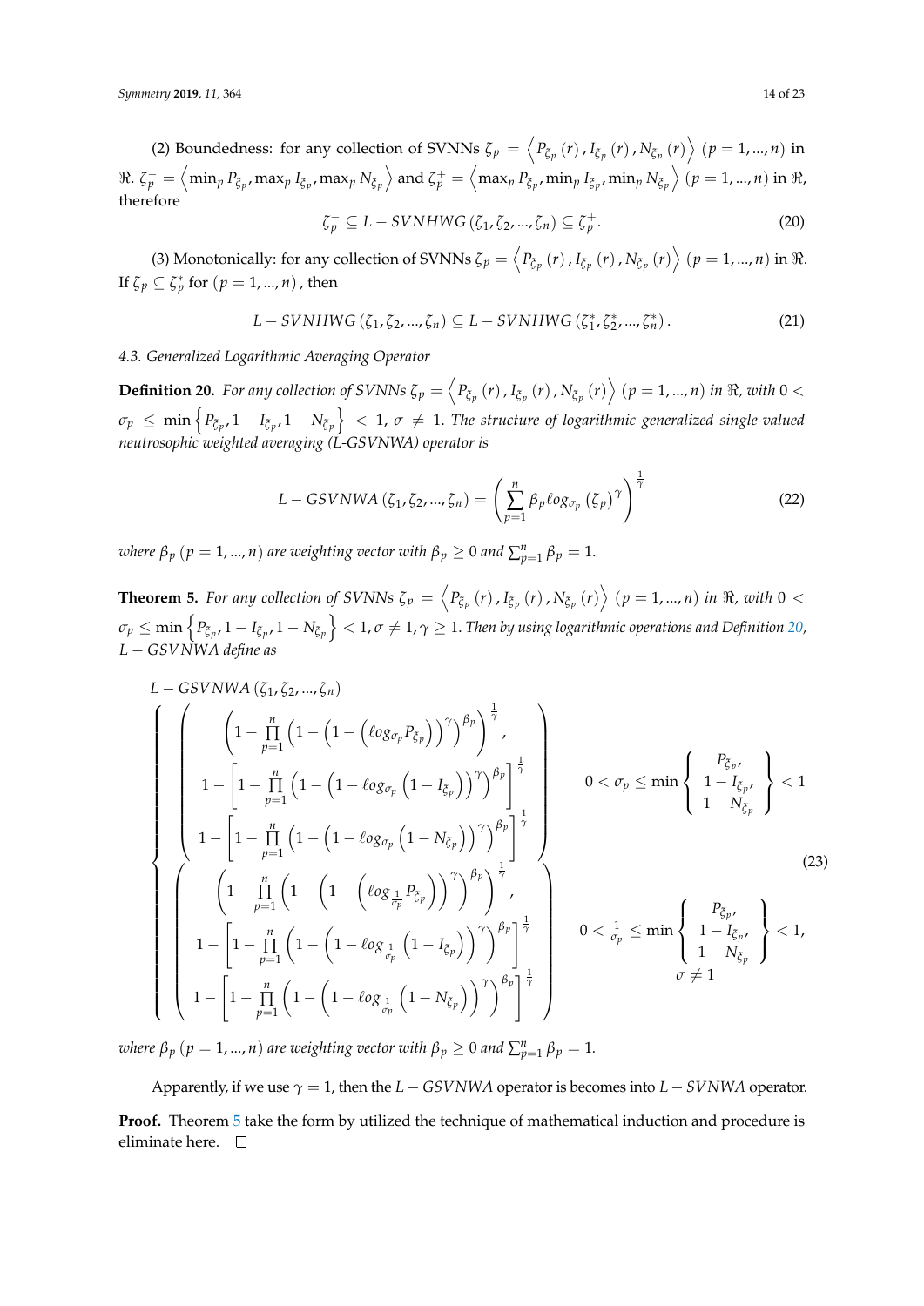(2) Boundedness: for any collection of SVNNs $\zeta_p = \left\langle P_{\xi_p}(r), I_{\xi_p}(r), N_{\xi_p}(r) \right\rangle$ $(p = 1, ..., n)$ in $\Re$. $\zeta_p^- = \left\langle \min_p P_{\xi_p}, \max_p I_{\xi_p}, \max_p N_{\xi_p} \right\rangle$ and $\zeta_p^+ = \left\langle \max_p P_{\xi_p}, \min_p I_{\xi_p}, \min_p N_{\xi_p} \right\rangle$ $(p = 1, ..., n)$ in $\Re$, therefore

$$\zeta_p^- \subseteq L - SVNHWG(\zeta_1, \zeta_2, ..., \zeta_n) \subseteq \zeta_p^+. \tag{20}$$

(3) Monotonically: for any collection of SVNNs $\zeta_p = \left\langle P_{\xi_p}(r), I_{\xi_p}(r), N_{\xi_p}(r) \right\rangle$ $(p = 1, ..., n)$ in $\Re$. If $\zeta_p \subseteq \zeta_p^*$ for $(p = 1, ..., n)$, then

$$L - SVNHWG(\zeta_1, \zeta_2, ..., \zeta_n) \subseteq L - SVNHWG(\zeta_1^*, \zeta_2^*, ..., \zeta_n^*). \tag{21}$$

### 4.3. Generalized Logarithmic Averaging Operator

**Definition 20.** *For any collection of SVNNs $\zeta_p = \left\langle P_{\xi_p}(r), I_{\xi_p}(r), N_{\xi_p}(r) \right\rangle$ $(p = 1, ..., n)$ in $\Re$, with $0 < \sigma_p \leq \min\left\{ P_{\xi_p}, 1 - I_{\xi_p}, 1 - N_{\xi_p} \right\} < 1$, $\sigma \neq 1$. The structure of logarithmic generalized single-valued neutrosophic weighted averaging (L-GSVNWA) operator is*

$$L - GSVNWA(\zeta_1, \zeta_2, ..., \zeta_n) = \left( \sum_{p=1}^{n} \beta_p \ell og_{\sigma_p}(\zeta_p)^{\gamma} \right)^{\frac{1}{\gamma}} \tag{22}$$

*where $\beta_p$ $(p = 1, ..., n)$ are weighting vector with $\beta_p \geq 0$ and $\sum_{p=1}^{n} \beta_p = 1$.*

**Theorem 5.** *For any collection of SVNNs $\zeta_p = \left\langle P_{\xi_p}(r), I_{\xi_p}(r), N_{\xi_p}(r) \right\rangle$ $(p = 1, ..., n)$ in $\Re$, with $0 < \sigma_p \leq \min\left\{ P_{\xi_p}, 1 - I_{\xi_p}, 1 - N_{\xi_p} \right\} < 1, \sigma \neq 1, \gamma \geq 1$. Then by using logarithmic operations and Definition 20, $L - GSVNWA$ define as*

$$L - GSVNWA(\zeta_1, \zeta_2, ..., \zeta_n)$$
$$\left\{ \begin{array}{ll} \left( \begin{array}{c} \left( 1 - \prod_{p=1}^{n} \left( 1 - \left( 1 - \left( \ell og_{\sigma_p} P_{\xi_p} \right) \right)^{\gamma} \right)^{\beta_p} \right)^{\frac{1}{\gamma}}, \\ 1 - \left[ 1 - \prod_{p=1}^{n} \left( 1 - \left( 1 - \ell og_{\sigma_p} \left( 1 - I_{\xi_p} \right) \right)^{\gamma} \right)^{\beta_p} \right]^{\frac{1}{\gamma}} \\ 1 - \left[ 1 - \prod_{p=1}^{n} \left( 1 - \left( 1 - \ell og_{\sigma_p} \left( 1 - N_{\xi_p} \right) \right)^{\gamma} \right)^{\beta_p} \right]^{\frac{1}{\gamma}} \end{array} \right) & 0 < \sigma_p \leq \min\left\{ \begin{array}{c} P_{\xi_p}, \\ 1 - I_{\xi_p}, \\ 1 - N_{\xi_p} \end{array} \right\} < 1 \\ \left( \begin{array}{c} \left( 1 - \prod_{p=1}^{n} \left( 1 - \left( 1 - \left( \ell og_{\frac{1}{\sigma_p}} P_{\xi_p} \right) \right)^{\gamma} \right)^{\beta_p} \right)^{\frac{1}{\gamma}}, \\ 1 - \left[ 1 - \prod_{p=1}^{n} \left( 1 - \left( 1 - \ell og_{\frac{1}{\sigma_p}} \left( 1 - I_{\xi_p} \right) \right)^{\gamma} \right)^{\beta_p} \right]^{\frac{1}{\gamma}} \\ 1 - \left[ 1 - \prod_{p=1}^{n} \left( 1 - \left( 1 - \ell og_{\frac{1}{\sigma_p}} \left( 1 - N_{\xi_p} \right) \right)^{\gamma} \right)^{\beta_p} \right]^{\frac{1}{\gamma}} \end{array} \right) & \begin{array}{c} 0 < \frac{1}{\sigma_p} \leq \min\left\{ \begin{array}{c} P_{\xi_p}, \\ 1 - I_{\xi_p}, \\ 1 - N_{\xi_p} \end{array} \right\} < 1, \\ \sigma \neq 1 \end{array} \end{array} \right. \tag{23}$$

*where $\beta_p$ $(p = 1, ..., n)$ are weighting vector with $\beta_p \geq 0$ and $\sum_{p=1}^{n} \beta_p = 1$.*

Apparently, if we use $\gamma = 1$, then the $L - GSVNWA$ operator is becomes into $L - SVNWA$ operator.

**Proof.** Theorem 5 take the form by utilized the technique of mathematical induction and procedure is eliminate here. □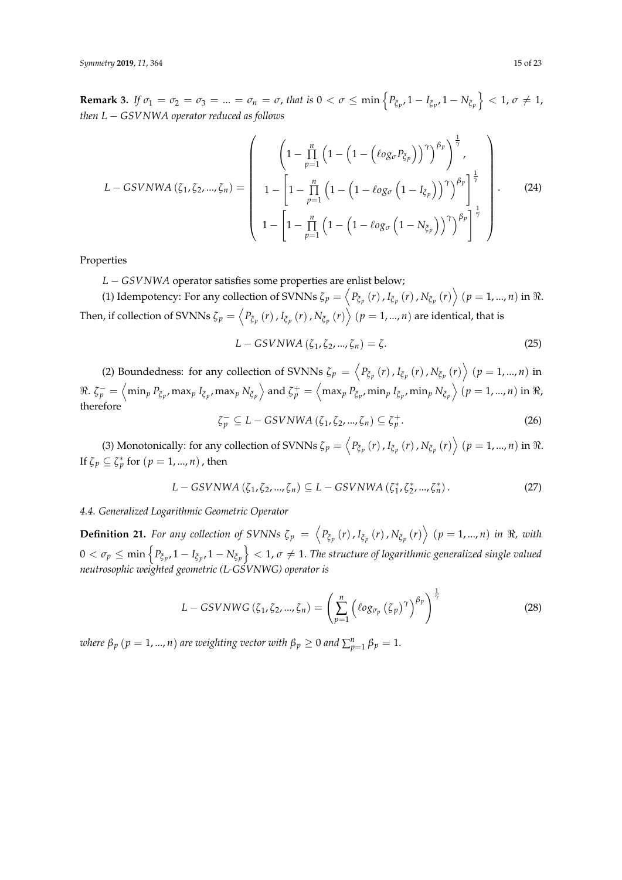**Remark 3.** *If $\sigma_1 = \sigma_2 = \sigma_3 = ... = \sigma_n = \sigma$, that is $0 < \sigma \leq \min\left\{P_{\xi_p}, 1 - I_{\xi_p}, 1 - N_{\xi_p}\right\} < 1$, $\sigma \neq 1$, then $L - GSVNWA$ operator reduced as follows*

$$L - GSVNWA\left(\zeta_1, \zeta_2, ..., \zeta_n\right) = \begin{pmatrix} \left(1 - \prod_{p=1}^{n}\left(1 - \left(1 - \left(\ell og_{\sigma} P_{\xi_p}\right)\right)^{\gamma}\right)^{\beta_p}\right)^{\frac{1}{\gamma}}, \\ 1 - \left[1 - \prod_{p=1}^{n}\left(1 - \left(1 - \ell og_{\sigma}\left(1 - I_{\xi_p}\right)\right)^{\gamma}\right)^{\beta_p}\right]^{\frac{1}{\gamma}} \\ 1 - \left[1 - \prod_{p=1}^{n}\left(1 - \left(1 - \ell og_{\sigma}\left(1 - N_{\xi_p}\right)\right)^{\gamma}\right)^{\beta_p}\right]^{\frac{1}{\gamma}} \end{pmatrix}. \tag{24}$$

Properties

$L - GSVNWA$ operator satisfies some properties are enlist below;

(1) Idempotency: For any collection of SVNNs $\zeta_p = \left\langle P_{\xi_p}(r), I_{\xi_p}(r), N_{\xi_p}(r)\right\rangle$ $(p = 1, ..., n)$ in $\Re$. Then, if collection of SVNNs $\zeta_p = \left\langle P_{\xi_p}(r), I_{\xi_p}(r), N_{\xi_p}(r)\right\rangle$ $(p = 1, ..., n)$ are identical, that is

$$L - GSVNWA\left(\zeta_1, \zeta_2, ..., \zeta_n\right) = \zeta. \tag{25}$$

(2) Boundedness: for any collection of SVNNs $\zeta_p = \left\langle P_{\xi_p}(r), I_{\xi_p}(r), N_{\xi_p}(r)\right\rangle$ $(p = 1, ..., n)$ in $\Re$. $\zeta_p^- = \left\langle \min_p P_{\xi_p}, \max_p I_{\xi_p}, \max_p N_{\xi_p}\right\rangle$ and $\zeta_p^+ = \left\langle \max_p P_{\xi_p}, \min_p I_{\xi_p}, \min_p N_{\xi_p}\right\rangle$ $(p = 1, ..., n)$ in $\Re$, therefore

$$\zeta_p^- \subseteq L - GSVNWA\left(\zeta_1, \zeta_2, ..., \zeta_n\right) \subseteq \zeta_p^+. \tag{26}$$

(3) Monotonically: for any collection of SVNNs $\zeta_p = \left\langle P_{\xi_p}(r), I_{\xi_p}(r), N_{\xi_p}(r)\right\rangle$ $(p = 1, ..., n)$ in $\Re$. If $\zeta_p \subseteq \zeta_p^*$ for $(p = 1, ..., n)$, then

$$L - GSVNWA\left(\zeta_1, \zeta_2, ..., \zeta_n\right) \subseteq L - GSVNWA\left(\zeta_1^*, \zeta_2^*, ..., \zeta_n^*\right). \tag{27}$$

### *4.4. Generalized Logarithmic Geometric Operator*

**Definition 21.** *For any collection of SVNNs $\zeta_p = \left\langle P_{\xi_p}(r), I_{\xi_p}(r), N_{\xi_p}(r)\right\rangle$ $(p = 1, ..., n)$ in $\Re$, with $0 < \sigma_p \leq \min\left\{P_{\xi_p}, 1 - I_{\xi_p}, 1 - N_{\xi_p}\right\} < 1$, $\sigma \neq 1$. The structure of logarithmic generalized single valued neutrosophic weighted geometric (L-GSVNWG) operator is*

$$L - GSVNWG\left(\zeta_1, \zeta_2, ..., \zeta_n\right) = \left(\sum_{p=1}^{n}\left(\ell og_{\sigma_p}\left(\zeta_p\right)^{\gamma}\right)^{\beta_p}\right)^{\frac{1}{\gamma}} \tag{28}$$

*where $\beta_p$ $(p = 1, ..., n)$ are weighting vector with $\beta_p \geq 0$ and $\sum_{p=1}^{n} \beta_p = 1$.*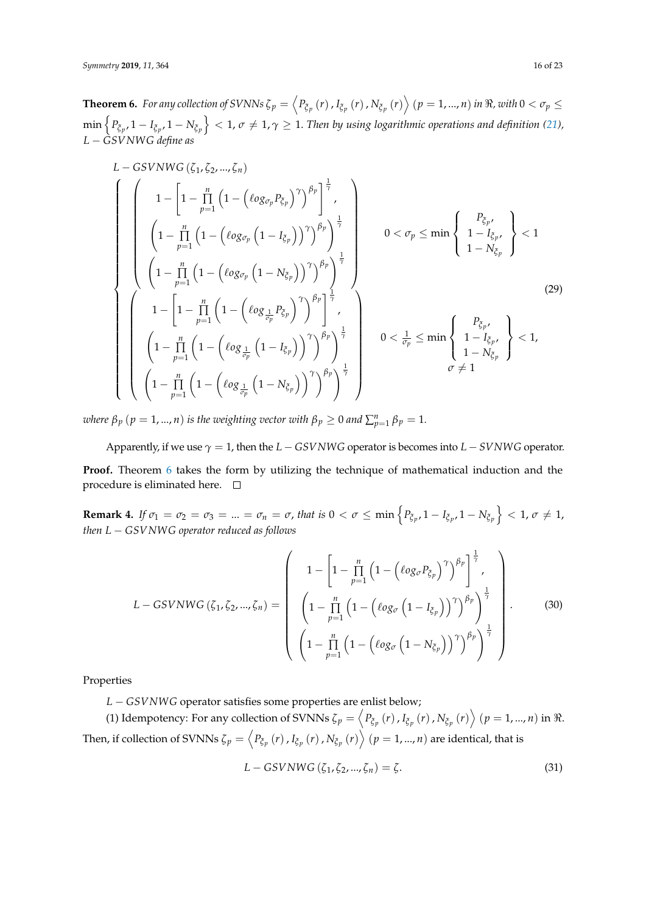**Theorem 6.** *For any collection of SVNNs $\zeta_p = \left\langle P_{\xi_p}(r), I_{\xi_p}(r), N_{\xi_p}(r)\right\rangle$ $(p = 1, ..., n)$ in $\Re$, with $0 < \sigma_p \leq \min\left\{P_{\xi_p}, 1 - I_{\xi_p}, 1 - N_{\xi_p}\right\} < 1$, $\sigma \neq 1, \gamma \geq 1$. Then by using logarithmic operations and definition (21), $L-GSVNWG$ define as*

$$
L-GSVNWG(\zeta_1, \zeta_2, ..., \zeta_n)
\begin{cases}
\left(\begin{array}{c}
1 - \left[1 - \prod\limits_{p=1}^{n}\left(1 - \left(\ell og_{\sigma_p} P_{\xi_p}\right)^{\gamma}\right)^{\beta_p}\right]^{\frac{1}{\gamma}}, \\
\left(1 - \prod\limits_{p=1}^{n}\left(1 - \left(\ell og_{\sigma_p}\left(1 - I_{\xi_p}\right)\right)^{\gamma}\right)^{\beta_p}\right)^{\frac{1}{\gamma}} \\
\left(1 - \prod\limits_{p=1}^{n}\left(1 - \left(\ell og_{\sigma_p}\left(1 - N_{\xi_p}\right)\right)^{\gamma}\right)^{\beta_p}\right)^{\frac{1}{\gamma}}
\end{array}\right) & 0 < \sigma_p \leq \min\left\{\begin{array}{c} P_{\xi_p}, \\ 1 - I_{\xi_p}, \\ 1 - N_{\xi_p} \end{array}\right\} < 1 \\
\left(\begin{array}{c}
1 - \left[1 - \prod\limits_{p=1}^{n}\left(1 - \left(\ell og_{\frac{1}{\sigma_p}} P_{\xi_p}\right)^{\gamma}\right)^{\beta_p}\right]^{\frac{1}{\gamma}}, \\
\left(1 - \prod\limits_{p=1}^{n}\left(1 - \left(\ell og_{\frac{1}{\sigma_p}}\left(1 - I_{\xi_p}\right)\right)^{\gamma}\right)^{\beta_p}\right)^{\frac{1}{\gamma}} \\
\left(1 - \prod\limits_{p=1}^{n}\left(1 - \left(\ell og_{\frac{1}{\sigma_p}}\left(1 - N_{\xi_p}\right)\right)^{\gamma}\right)^{\beta_p}\right)^{\frac{1}{\gamma}}
\end{array}\right) & 0 < \frac{1}{\sigma_p} \leq \min\left\{\begin{array}{c} P_{\xi_p}, \\ 1 - I_{\xi_p}, \\ 1 - N_{\xi_p} \end{array}\right\} < 1, \\ & \sigma \neq 1
\end{cases}
\tag{29}
$$

*where $\beta_p$ $(p = 1, ..., n)$ is the weighting vector with $\beta_p \geq 0$ and $\sum_{p=1}^{n} \beta_p = 1$.*

Apparently, if we use $\gamma = 1$, then the $L-GSVNWG$ operator is becomes into $L-SVNWG$ operator.

**Proof.** Theorem 6 takes the form by utilizing the technique of mathematical induction and the procedure is eliminated here. □

**Remark 4.** *If $\sigma_1 = \sigma_2 = \sigma_3 = ... = \sigma_n = \sigma$, that is $0 < \sigma \leq \min\left\{P_{\xi_p}, 1 - I_{\xi_p}, 1 - N_{\xi_p}\right\} < 1$, $\sigma \neq 1$, then $L-GSVNWG$ operator reduced as follows*

$$
L-GSVNWG(\zeta_1, \zeta_2, ..., \zeta_n) = \left(\begin{array}{c}
1 - \left[1 - \prod\limits_{p=1}^{n}\left(1 - \left(\ell og_{\sigma} P_{\xi_p}\right)^{\gamma}\right)^{\beta_p}\right]^{\frac{1}{\gamma}}, \\
\left(1 - \prod\limits_{p=1}^{n}\left(1 - \left(\ell og_{\sigma}\left(1 - I_{\xi_p}\right)\right)^{\gamma}\right)^{\beta_p}\right)^{\frac{1}{\gamma}} \\
\left(1 - \prod\limits_{p=1}^{n}\left(1 - \left(\ell og_{\sigma}\left(1 - N_{\xi_p}\right)\right)^{\gamma}\right)^{\beta_p}\right)^{\frac{1}{\gamma}}
\end{array}\right).
\tag{30}
$$

Properties

$L-GSVNWG$ operator satisfies some properties are enlist below;

(1) Idempotency: For any collection of SVNNs $\zeta_p = \left\langle P_{\xi_p}(r), I_{\xi_p}(r), N_{\xi_p}(r)\right\rangle$ $(p = 1, ..., n)$ in $\Re$. Then, if collection of SVNNs $\zeta_p = \left\langle P_{\xi_p}(r), I_{\xi_p}(r), N_{\xi_p}(r)\right\rangle$ $(p = 1, ..., n)$ are identical, that is

$$
L-GSVNWG(\zeta_1, \zeta_2, ..., \zeta_n) = \zeta. \tag{31}
$$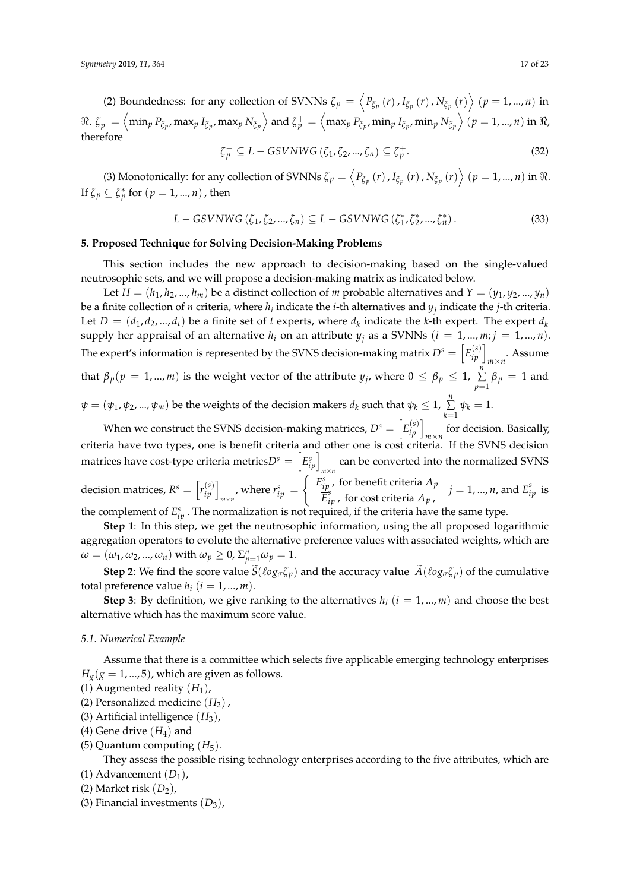(2) Boundedness: for any collection of SVNNs $\zeta_p = \left\langle P_{\zeta_p}(r), I_{\zeta_p}(r), N_{\zeta_p}(r) \right\rangle$ $(p = 1, ..., n)$ in $\Re$. $\zeta_p^- = \left\langle \min_p P_{\zeta_p}, \max_p I_{\zeta_p}, \max_p N_{\zeta_p} \right\rangle$ and $\zeta_p^+ = \left\langle \max_p P_{\zeta_p}, \min_p I_{\zeta_p}, \min_p N_{\zeta_p} \right\rangle$ $(p = 1, ..., n)$ in $\Re$, therefore

$$\zeta_p^- \subseteq L - GSVNWG(\zeta_1, \zeta_2, ..., \zeta_n) \subseteq \zeta_p^+. \tag{32}$$

(3) Monotonically: for any collection of SVNNs $\zeta_p = \left\langle P_{\zeta_p}(r), I_{\zeta_p}(r), N_{\zeta_p}(r) \right\rangle$ $(p = 1, ..., n)$ in $\Re$. If $\zeta_p \subseteq \zeta_p^*$ for $(p = 1, ..., n)$, then

$$L - GSVNWG(\zeta_1, \zeta_2, ..., \zeta_n) \subseteq L - GSVNWG(\zeta_1^*, \zeta_2^*, ..., \zeta_n^*). \tag{33}$$

## 5. Proposed Technique for Solving Decision-Making Problems

This section includes the new approach to decision-making based on the single-valued neutrosophic sets, and we will propose a decision-making matrix as indicated below.

Let $H = (h_1, h_2, ..., h_m)$ be a distinct collection of $m$ probable alternatives and $Y = (y_1, y_2, ..., y_n)$ be a finite collection of $n$ criteria, where $h_i$ indicate the $i$-th alternatives and $y_j$ indicate the $j$-th criteria. Let $D = (d_1, d_2, ..., d_t)$ be a finite set of $t$ experts, where $d_k$ indicate the $k$-th expert. The expert $d_k$ supply her appraisal of an alternative $h_i$ on an attribute $y_j$ as a SVNNs $(i = 1, ..., m; j = 1, ..., n)$. The expert's information is represented by the SVNS decision-making matrix $D^s = \left[E_{ip}^{(s)}\right]_{m \times n}$. Assume that $\beta_p (p = 1, ..., m)$ is the weight vector of the attribute $y_j$, where $0 \leq \beta_p \leq 1$, $\sum_{p=1}^{n} \beta_p = 1$ and $\psi = (\psi_1, \psi_2, ..., \psi_m)$ be the weights of the decision makers $d_k$ such that $\psi_k \leq 1$, $\sum_{k=1}^{n} \psi_k = 1$.

When we construct the SVNS decision-making matrices, $D^s = \left[E_{ip}^{(s)}\right]_{m \times n}$ for decision. Basically, criteria have two types, one is benefit criteria and other one is cost criteria. If the SVNS decision matrices have cost-type criteria metrics$D^s = \left[E_{ip}^s\right]_{m \times n}$ can be converted into the normalized SVNS decision matrices, $R^s = \left[r_{ip}^{(s)}\right]_{m \times n}$, where $r_{ip}^s = \begin{cases} E_{ip}^s, \text{ for benefit criteria } A_p \\ \overline{E}_{ip}^s, \text{ for cost criteria } A_p, \end{cases}$ $j = 1, ..., n$, and $\overline{E}_{ip}^s$ is the complement of $E_{ip}^s$. The normalization is not required, if the criteria have the same type.

**Step 1**: In this step, we get the neutrosophic information, using the all proposed logarithmic aggregation operators to evolute the alternative preference values with associated weights, which are $\omega = (\omega_1, \omega_2, ..., \omega_n)$ with $\omega_p \geq 0$, $\Sigma_{p=1}^{n} \omega_p = 1$.

**Step 2**: We find the score value $\widetilde{S}(\ell og_\sigma \zeta_p)$ and the accuracy value $\widetilde{A}(\ell og_\sigma \zeta_p)$ of the cumulative total preference value $h_i$ $(i = 1, ..., m)$.

**Step 3**: By definition, we give ranking to the alternatives $h_i$ $(i = 1, ..., m)$ and choose the best alternative which has the maximum score value.

### 5.1. Numerical Example

Assume that there is a committee which selects five applicable emerging technology enterprises $H_g (g = 1, ..., 5)$, which are given as follows.

(1) Augmented reality $(H_1)$,
(2) Personalized medicine $(H_2)$,
(3) Artificial intelligence $(H_3)$,
(4) Gene drive $(H_4)$ and
(5) Quantum computing $(H_5)$.

They assess the possible rising technology enterprises according to the five attributes, which are

(1) Advancement $(D_1)$,
(2) Market risk $(D_2)$,
(3) Financial investments $(D_3)$,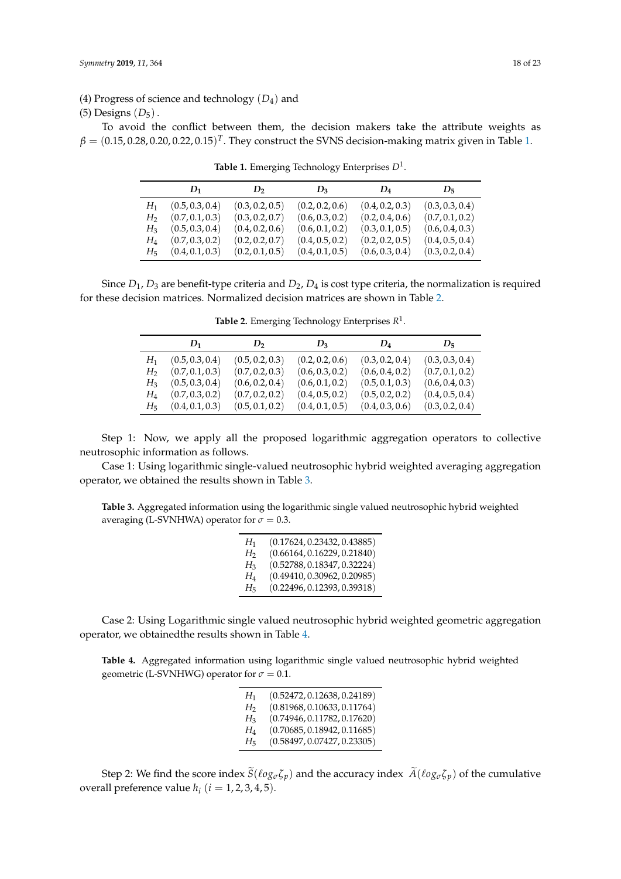(4) Progress of science and technology $(D_4)$ and

(5) Designs $(D_5)$.

To avoid the conflict between them, the decision makers take the attribute weights as $\beta = (0.15, 0.28, 0.20, 0.22, 0.15)^T$. They construct the SVNS decision-making matrix given in Table 1.

**Table 1.** Emerging Technology Enterprises $D^1$.

| | $D_1$ | $D_2$ | $D_3$ | $D_4$ | $D_5$ |
|---|---|---|---|---|---|
| $H_1$ | $(0.5, 0.3, 0.4)$ | $(0.3, 0.2, 0.5)$ | $(0.2, 0.2, 0.6)$ | $(0.4, 0.2, 0.3)$ | $(0.3, 0.3, 0.4)$ |
| $H_2$ | $(0.7, 0.1, 0.3)$ | $(0.3, 0.2, 0.7)$ | $(0.6, 0.3, 0.2)$ | $(0.2, 0.4, 0.6)$ | $(0.7, 0.1, 0.2)$ |
| $H_3$ | $(0.5, 0.3, 0.4)$ | $(0.4, 0.2, 0.6)$ | $(0.6, 0.1, 0.2)$ | $(0.3, 0.1, 0.5)$ | $(0.6, 0.4, 0.3)$ |
| $H_4$ | $(0.7, 0.3, 0.2)$ | $(0.2, 0.2, 0.7)$ | $(0.4, 0.5, 0.2)$ | $(0.2, 0.2, 0.5)$ | $(0.4, 0.5, 0.4)$ |
| $H_5$ | $(0.4, 0.1, 0.3)$ | $(0.2, 0.1, 0.5)$ | $(0.4, 0.1, 0.5)$ | $(0.6, 0.3, 0.4)$ | $(0.3, 0.2, 0.4)$ |

Since $D_1$, $D_3$ are benefit-type criteria and $D_2$, $D_4$ is cost type criteria, the normalization is required for these decision matrices. Normalized decision matrices are shown in Table 2.

**Table 2.** Emerging Technology Enterprises $R^1$.

| | $D_1$ | $D_2$ | $D_3$ | $D_4$ | $D_5$ |
|---|---|---|---|---|---|
| $H_1$ | $(0.5, 0.3, 0.4)$ | $(0.5, 0.2, 0.3)$ | $(0.2, 0.2, 0.6)$ | $(0.3, 0.2, 0.4)$ | $(0.3, 0.3, 0.4)$ |
| $H_2$ | $(0.7, 0.1, 0.3)$ | $(0.7, 0.2, 0.3)$ | $(0.6, 0.3, 0.2)$ | $(0.6, 0.4, 0.2)$ | $(0.7, 0.1, 0.2)$ |
| $H_3$ | $(0.5, 0.3, 0.4)$ | $(0.6, 0.2, 0.4)$ | $(0.6, 0.1, 0.2)$ | $(0.5, 0.1, 0.3)$ | $(0.6, 0.4, 0.3)$ |
| $H_4$ | $(0.7, 0.3, 0.2)$ | $(0.7, 0.2, 0.2)$ | $(0.4, 0.5, 0.2)$ | $(0.5, 0.2, 0.2)$ | $(0.4, 0.5, 0.4)$ |
| $H_5$ | $(0.4, 0.1, 0.3)$ | $(0.5, 0.1, 0.2)$ | $(0.4, 0.1, 0.5)$ | $(0.4, 0.3, 0.6)$ | $(0.3, 0.2, 0.4)$ |

Step 1: Now, we apply all the proposed logarithmic aggregation operators to collective neutrosophic information as follows.

Case 1: Using logarithmic single-valued neutrosophic hybrid weighted averaging aggregation operator, we obtained the results shown in Table 3.

**Table 3.** Aggregated information using the logarithmic single valued neutrosophic hybrid weighted averaging (L-SVNHWA) operator for $\sigma = 0.3$.

| | |
|---|---|
| $H_1$ | $(0.17624, 0.23432, 0.43885)$ |
| $H_2$ | $(0.66164, 0.16229, 0.21840)$ |
| $H_3$ | $(0.52788, 0.18347, 0.32224)$ |
| $H_4$ | $(0.49410, 0.30962, 0.20985)$ |
| $H_5$ | $(0.22496, 0.12393, 0.39318)$ |

Case 2: Using Logarithmic single valued neutrosophic hybrid weighted geometric aggregation operator, we obtainedthe results shown in Table 4.

**Table 4.** Aggregated information using logarithmic single valued neutrosophic hybrid weighted geometric (L-SVNHWG) operator for $\sigma = 0.1$.

| | |
|---|---|
| $H_1$ | $(0.52472, 0.12638, 0.24189)$ |
| $H_2$ | $(0.81968, 0.10633, 0.11764)$ |
| $H_3$ | $(0.74946, 0.11782, 0.17620)$ |
| $H_4$ | $(0.70685, 0.18942, 0.11685)$ |
| $H_5$ | $(0.58497, 0.07427, 0.23305)$ |

Step 2: We find the score index $\widetilde{S}(\ell og_{\sigma}\zeta_p)$ and the accuracy index $\widetilde{A}(\ell og_{\sigma}\zeta_p)$ of the cumulative overall preference value $h_i$ $(i = 1, 2, 3, 4, 5)$.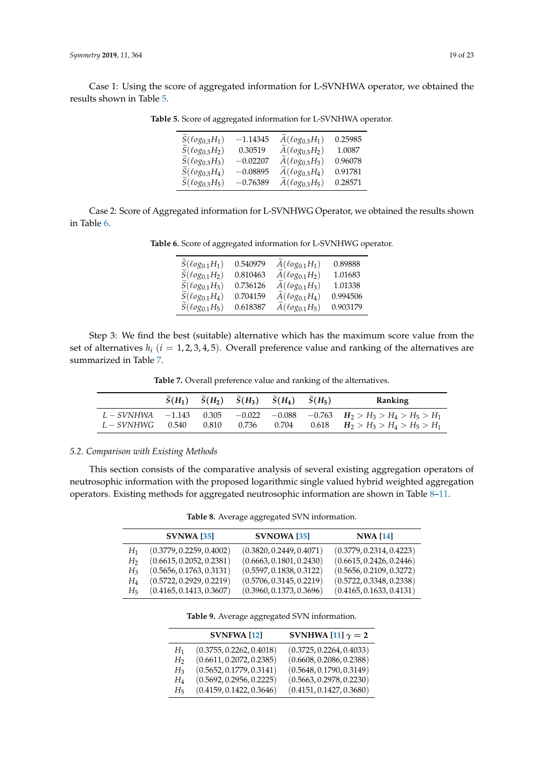Case 1: Using the score of aggregated information for L-SVNHWA operator, we obtained the results shown in Table 5.

**Table 5.** Score of aggregated information for L-SVNHWA operator.

| | | | |
|---|---|---|---|
| $\widetilde{S}(\ell og_{0.3}H_1)$ | $-1.14345$ | $\widetilde{A}(\ell og_{0.3}H_1)$ | 0.25985 |
| $\widetilde{S}(\ell og_{0.3}H_2)$ | 0.30519 | $\widetilde{A}(\ell og_{0.3}H_2)$ | 1.0087 |
| $\widetilde{S}(\ell og_{0.3}H_3)$ | $-0.02207$ | $\widetilde{A}(\ell og_{0.3}H_3)$ | 0.96078 |
| $\widetilde{S}(\ell og_{0.3}H_4)$ | $-0.08895$ | $\widetilde{A}(\ell og_{0.3}H_4)$ | 0.91781 |
| $\widetilde{S}(\ell og_{0.3}H_5)$ | $-0.76389$ | $\widetilde{A}(\ell og_{0.3}H_5)$ | 0.28571 |

Case 2: Score of Aggregated information for L-SVNHWG Operator, we obtained the results shown in Table 6.

**Table 6.** Score of aggregated information for L-SVNHWG operator.

| | | | |
|---|---|---|---|
| $\widetilde{S}(\ell og_{0.1}H_1)$ | 0.540979 | $\widetilde{A}(\ell og_{0.1}H_1)$ | 0.89888 |
| $\widetilde{S}(\ell og_{0.1}H_2)$ | 0.810463 | $\widetilde{A}(\ell og_{0.1}H_2)$ | 1.01683 |
| $\widetilde{S}(\ell og_{0.1}H_3)$ | 0.736126 | $\widetilde{A}(\ell og_{0.1}H_3)$ | 1.01338 |
| $\widetilde{S}(\ell og_{0.1}H_4)$ | 0.704159 | $\widetilde{A}(\ell og_{0.1}H_4)$ | 0.994506 |
| $\widetilde{S}(\ell og_{0.1}H_5)$ | 0.618387 | $\widetilde{A}(\ell og_{0.1}H_5)$ | 0.903179 |

Step 3: We find the best (suitable) alternative which has the maximum score value from the set of alternatives $h_i$ $(i = 1,2,3,4,5)$. Overall preference value and ranking of the alternatives are summarized in Table 7.

**Table 7.** Overall preference value and ranking of the alternatives.

| | $\widetilde{S}(H_1)$ | $\widetilde{S}(H_2)$ | $\widetilde{S}(H_3)$ | $\widetilde{S}(H_4)$ | $\widetilde{S}(H_5)$ | **Ranking** |
|---|---|---|---|---|---|---|
| $L-SVNHWA$ | $-1.143$ | 0.305 | $-0.022$ | $-0.088$ | $-0.763$ | $\boldsymbol{H_2} > H_3 > H_4 > H_5 > H_1$ |
| $L-SVNHWG$ | 0.540 | 0.810 | 0.736 | 0.704 | 0.618 | $\boldsymbol{H_2} > H_3 > H_4 > H_5 > H_1$ |

### *5.2. Comparison with Existing Methods*

This section consists of the comparative analysis of several existing aggregation operators of neutrosophic information with the proposed logarithmic single valued hybrid weighted aggregation operators. Existing methods for aggregated neutrosophic information are shown in Table 8–11.

**Table 8.** Average aggregated SVN information.

| | **SVNWA [35]** | **SVNOWA [35]** | **NWA [14]** |
|---|---|---|---|
| $H_1$ | $(0.3779, 0.2259, 0.4002)$ | $(0.3820, 0.2449, 0.4071)$ | $(0.3779, 0.2314, 0.4223)$ |
| $H_2$ | $(0.6615, 0.2052, 0.2381)$ | $(0.6663, 0.1801, 0.2430)$ | $(0.6615, 0.2426, 0.2446)$ |
| $H_3$ | $(0.5656, 0.1763, 0.3131)$ | $(0.5597, 0.1838, 0.3122)$ | $(0.5656, 0.2109, 0.3272)$ |
| $H_4$ | $(0.5722, 0.2929, 0.2219)$ | $(0.5706, 0.3145, 0.2219)$ | $(0.5722, 0.3348, 0.2338)$ |
| $H_5$ | $(0.4165, 0.1413, 0.3607)$ | $(0.3960, 0.1373, 0.3696)$ | $(0.4165, 0.1633, 0.4131)$ |

**Table 9.** Average aggregated SVN information.

| | **SVNFWA [12]** | **SVNHWA [11]** $\gamma = 2$ |
|---|---|---|
| $H_1$ | $(0.3755, 0.2262, 0.4018)$ | $(0.3725, 0.2264, 0.4033)$ |
| $H_2$ | $(0.6611, 0.2072, 0.2385)$ | $(0.6608, 0.2086, 0.2388)$ |
| $H_3$ | $(0.5652, 0.1779, 0.3141)$ | $(0.5648, 0.1790, 0.3149)$ |
| $H_4$ | $(0.5692, 0.2956, 0.2225)$ | $(0.5663, 0.2978, 0.2230)$ |
| $H_5$ | $(0.4159, 0.1422, 0.3646)$ | $(0.4151, 0.1427, 0.3680)$ |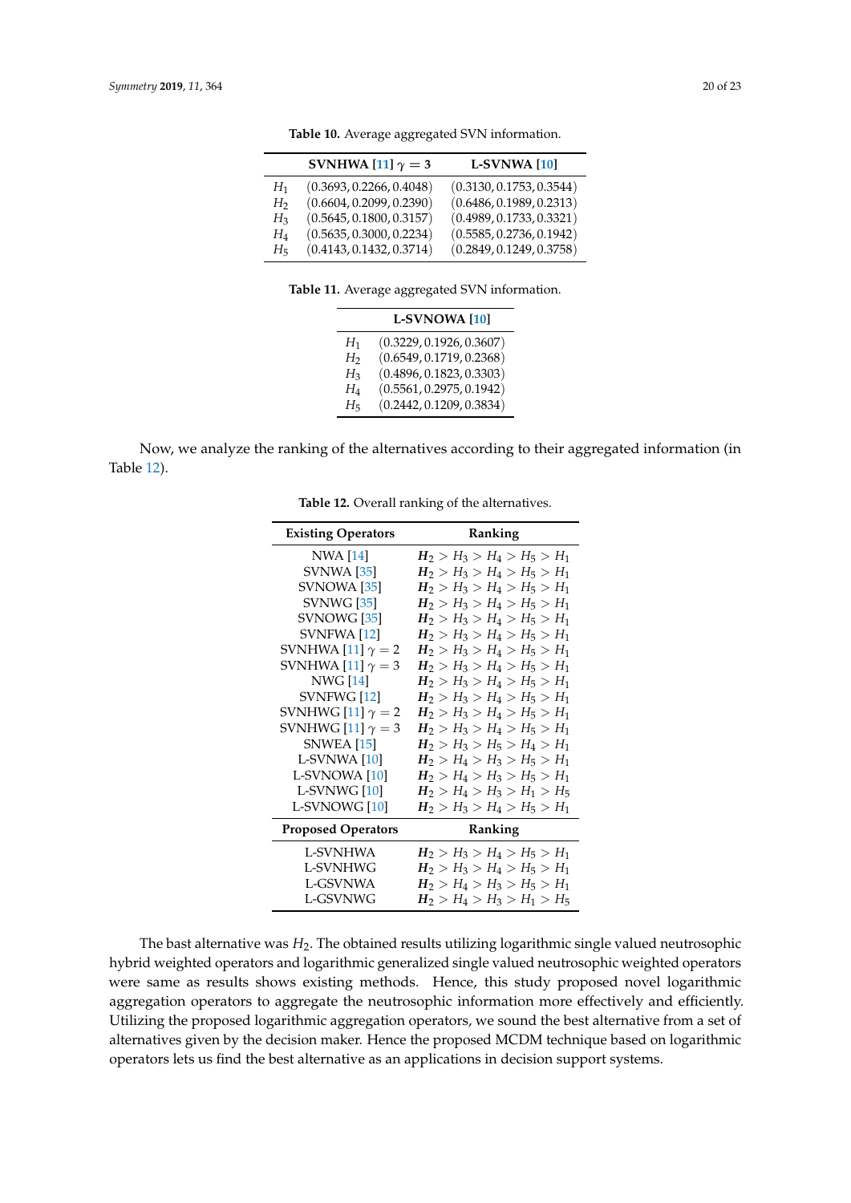**Table 10.** Average aggregated SVN information.

| | SVNHWA [11] $\gamma = 3$ | L-SVNWA [10] |
|---|---|---|
| $H_1$ | $(0.3693, 0.2266, 0.4048)$ | $(0.3130, 0.1753, 0.3544)$ |
| $H_2$ | $(0.6604, 0.2099, 0.2390)$ | $(0.6486, 0.1989, 0.2313)$ |
| $H_3$ | $(0.5645, 0.1800, 0.3157)$ | $(0.4989, 0.1733, 0.3321)$ |
| $H_4$ | $(0.5635, 0.3000, 0.2234)$ | $(0.5585, 0.2736, 0.1942)$ |
| $H_5$ | $(0.4143, 0.1432, 0.3714)$ | $(0.2849, 0.1249, 0.3758)$ |

**Table 11.** Average aggregated SVN information.

| | L-SVNOWA [10] |
|---|---|
| $H_1$ | $(0.3229, 0.1926, 0.3607)$ |
| $H_2$ | $(0.6549, 0.1719, 0.2368)$ |
| $H_3$ | $(0.4896, 0.1823, 0.3303)$ |
| $H_4$ | $(0.5561, 0.2975, 0.1942)$ |
| $H_5$ | $(0.2442, 0.1209, 0.3834)$ |

Now, we analyze the ranking of the alternatives according to their aggregated information (in Table 12).

**Table 12.** Overall ranking of the alternatives.

| Existing Operators | Ranking |
|---|---|
| NWA [14] | $\boldsymbol{H_2} > H_3 > H_4 > H_5 > H_1$ |
| SVNWA [35] | $\boldsymbol{H_2} > H_3 > H_4 > H_5 > H_1$ |
| SVNOWA [35] | $\boldsymbol{H_2} > H_3 > H_4 > H_5 > H_1$ |
| SVNWG [35] | $\boldsymbol{H_2} > H_3 > H_4 > H_5 > H_1$ |
| SVNOWG [35] | $\boldsymbol{H_2} > H_3 > H_4 > H_5 > H_1$ |
| SVNFWA [12] | $\boldsymbol{H_2} > H_3 > H_4 > H_5 > H_1$ |
| SVNHWA [11] $\gamma = 2$ | $\boldsymbol{H_2} > H_3 > H_4 > H_5 > H_1$ |
| SVNHWA [11] $\gamma = 3$ | $\boldsymbol{H_2} > H_3 > H_4 > H_5 > H_1$ |
| NWG [14] | $\boldsymbol{H_2} > H_3 > H_4 > H_5 > H_1$ |
| SVNFWG [12] | $\boldsymbol{H_2} > H_3 > H_4 > H_5 > H_1$ |
| SVNHWG [11] $\gamma = 2$ | $\boldsymbol{H_2} > H_3 > H_4 > H_5 > H_1$ |
| SVNHWG [11] $\gamma = 3$ | $\boldsymbol{H_2} > H_3 > H_4 > H_5 > H_1$ |
| SNWEA [15] | $\boldsymbol{H_2} > H_3 > H_5 > H_4 > H_1$ |
| L-SVNWA [10] | $\boldsymbol{H_2} > H_4 > H_3 > H_5 > H_1$ |
| L-SVNOWA [10] | $\boldsymbol{H_2} > H_4 > H_3 > H_5 > H_1$ |
| L-SVNWG [10] | $\boldsymbol{H_2} > H_4 > H_3 > H_1 > H_5$ |
| L-SVNOWG [10] | $\boldsymbol{H_2} > H_3 > H_4 > H_5 > H_1$ |
| **Proposed Operators** | **Ranking** |
| L-SVNHWA | $\boldsymbol{H_2} > H_3 > H_4 > H_5 > H_1$ |
| L-SVNHWG | $\boldsymbol{H_2} > H_3 > H_4 > H_5 > H_1$ |
| L-GSVNWA | $\boldsymbol{H_2} > H_4 > H_3 > H_5 > H_1$ |
| L-GSVNWG | $\boldsymbol{H_2} > H_4 > H_3 > H_1 > H_5$ |

The bast alternative was $H_2$. The obtained results utilizing logarithmic single valued neutrosophic hybrid weighted operators and logarithmic generalized single valued neutrosophic weighted operators were same as results shows existing methods. Hence, this study proposed novel logarithmic aggregation operators to aggregate the neutrosophic information more effectively and efficiently. Utilizing the proposed logarithmic aggregation operators, we sound the best alternative from a set of alternatives given by the decision maker. Hence the proposed MCDM technique based on logarithmic operators lets us find the best alternative as an applications in decision support systems.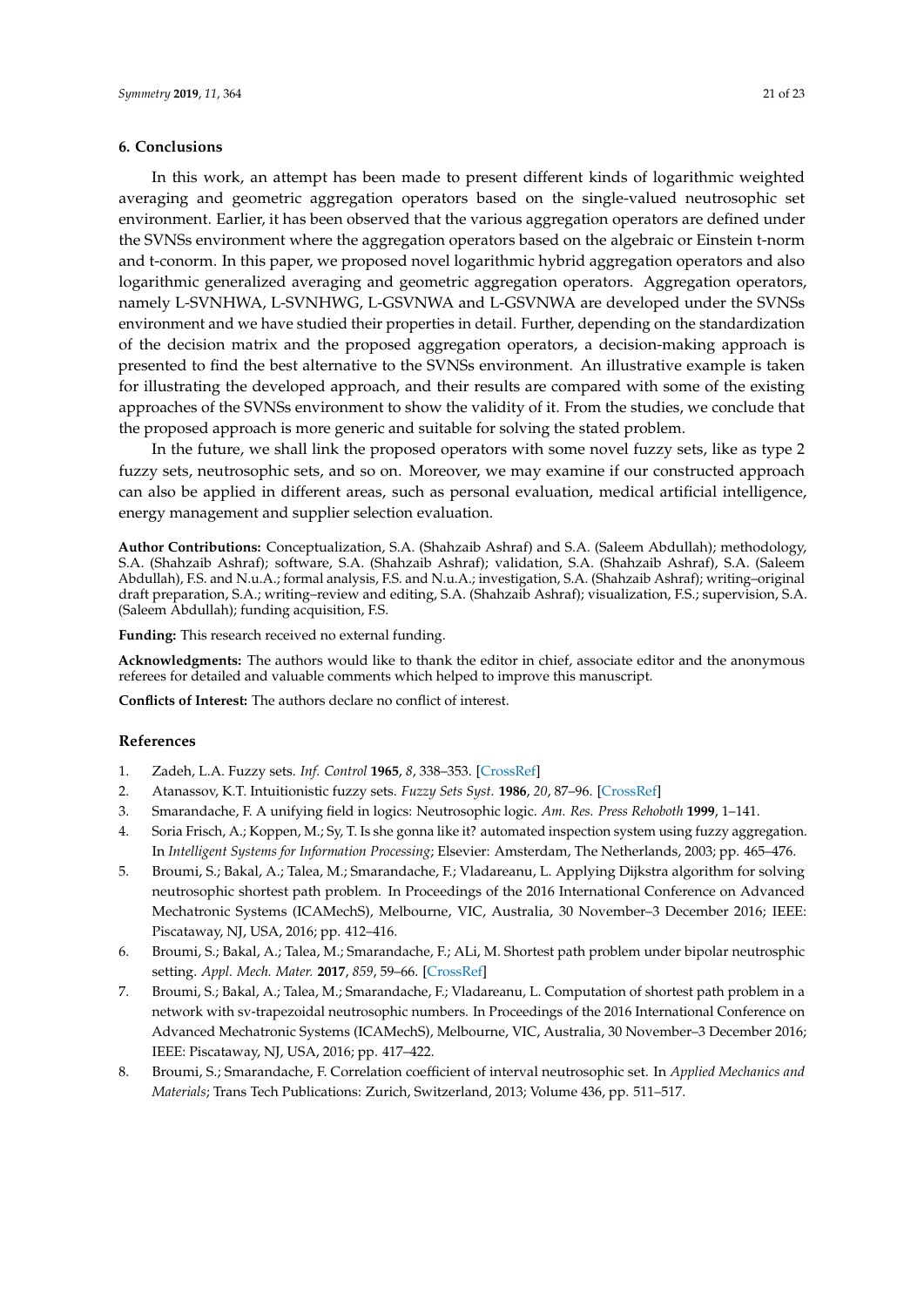## 6. Conclusions

In this work, an attempt has been made to present different kinds of logarithmic weighted averaging and geometric aggregation operators based on the single-valued neutrosophic set environment. Earlier, it has been observed that the various aggregation operators are defined under the SVNSs environment where the aggregation operators based on the algebraic or Einstein t-norm and t-conorm. In this paper, we proposed novel logarithmic hybrid aggregation operators and also logarithmic generalized averaging and geometric aggregation operators. Aggregation operators, namely L-SVNHWA, L-SVNHWG, L-GSVNWA and L-GSVNWA are developed under the SVNSs environment and we have studied their properties in detail. Further, depending on the standardization of the decision matrix and the proposed aggregation operators, a decision-making approach is presented to find the best alternative to the SVNSs environment. An illustrative example is taken for illustrating the developed approach, and their results are compared with some of the existing approaches of the SVNSs environment to show the validity of it. From the studies, we conclude that the proposed approach is more generic and suitable for solving the stated problem.

In the future, we shall link the proposed operators with some novel fuzzy sets, like as type 2 fuzzy sets, neutrosophic sets, and so on. Moreover, we may examine if our constructed approach can also be applied in different areas, such as personal evaluation, medical artificial intelligence, energy management and supplier selection evaluation.

**Author Contributions:** Conceptualization, S.A. (Shahzaib Ashraf) and S.A. (Saleem Abdullah); methodology, S.A. (Shahzaib Ashraf); software, S.A. (Shahzaib Ashraf); validation, S.A. (Shahzaib Ashraf), S.A. (Saleem Abdullah), F.S. and N.u.A.; formal analysis, F.S. and N.u.A.; investigation, S.A. (Shahzaib Ashraf); writing–original draft preparation, S.A.; writing–review and editing, S.A. (Shahzaib Ashraf); visualization, F.S.; supervision, S.A. (Saleem Abdullah); funding acquisition, F.S.

**Funding:** This research received no external funding.

**Acknowledgments:** The authors would like to thank the editor in chief, associate editor and the anonymous referees for detailed and valuable comments which helped to improve this manuscript.

**Conflicts of Interest:** The authors declare no conflict of interest.

## References

1. Zadeh, L.A. Fuzzy sets. *Inf. Control* **1965**, *8*, 338–353. [CrossRef]
2. Atanassov, K.T. Intuitionistic fuzzy sets. *Fuzzy Sets Syst.* **1986**, *20*, 87–96. [CrossRef]
3. Smarandache, F. A unifying field in logics: Neutrosophic logic. *Am. Res. Press Rehoboth* **1999**, 1–141.
4. Soria Frisch, A.; Koppen, M.; Sy, T. Is she gonna like it? automated inspection system using fuzzy aggregation. In *Intelligent Systems for Information Processing*; Elsevier: Amsterdam, The Netherlands, 2003; pp. 465–476.
5. Broumi, S.; Bakal, A.; Talea, M.; Smarandache, F.; Vladareanu, L. Applying Dijkstra algorithm for solving neutrosophic shortest path problem. In Proceedings of the 2016 International Conference on Advanced Mechatronic Systems (ICAMechS), Melbourne, VIC, Australia, 30 November–3 December 2016; IEEE: Piscataway, NJ, USA, 2016; pp. 412–416.
6. Broumi, S.; Bakal, A.; Talea, M.; Smarandache, F.; ALi, M. Shortest path problem under bipolar neutrosphic setting. *Appl. Mech. Mater.* **2017**, *859*, 59–66. [CrossRef]
7. Broumi, S.; Bakal, A.; Talea, M.; Smarandache, F.; Vladareanu, L. Computation of shortest path problem in a network with sv-trapezoidal neutrosophic numbers. In Proceedings of the 2016 International Conference on Advanced Mechatronic Systems (ICAMechS), Melbourne, VIC, Australia, 30 November–3 December 2016; IEEE: Piscataway, NJ, USA, 2016; pp. 417–422.
8. Broumi, S.; Smarandache, F. Correlation coefficient of interval neutrosophic set. In *Applied Mechanics and Materials*; Trans Tech Publications: Zurich, Switzerland, 2013; Volume 436, pp. 511–517.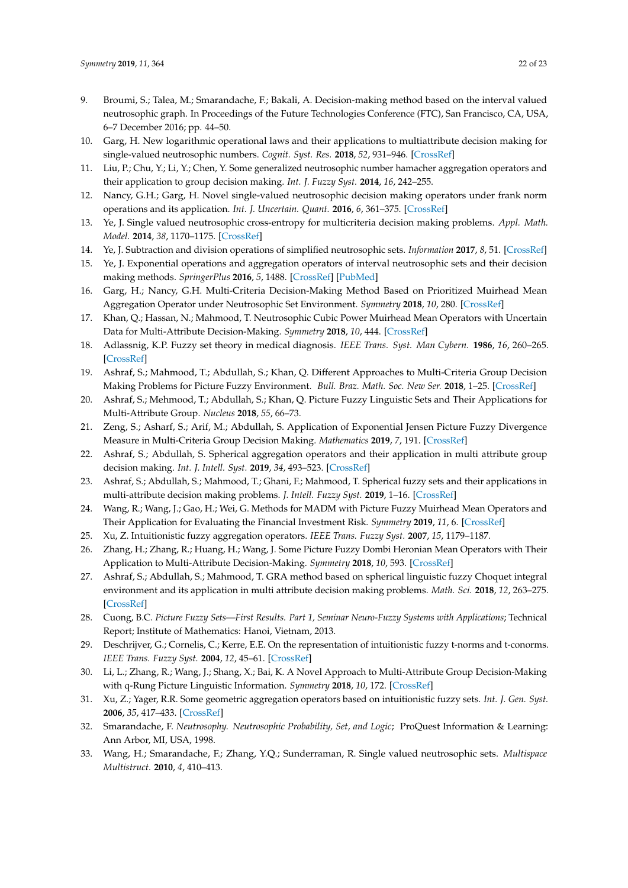9. Broumi, S.; Talea, M.; Smarandache, F.; Bakali, A. Decision-making method based on the interval valued neutrosophic graph. In Proceedings of the Future Technologies Conference (FTC), San Francisco, CA, USA, 6–7 December 2016; pp. 44–50.
10. Garg, H. New logarithmic operational laws and their applications to multiattribute decision making for single-valued neutrosophic numbers. *Cognit. Syst. Res.* **2018**, *52*, 931–946. [CrossRef]
11. Liu, P.; Chu, Y.; Li, Y.; Chen, Y. Some generalized neutrosophic number hamacher aggregation operators and their application to group decision making. *Int. J. Fuzzy Syst.* **2014**, *16*, 242–255.
12. Nancy, G.H.; Garg, H. Novel single-valued neutrosophic decision making operators under frank norm operations and its application. *Int. J. Uncertain. Quant.* **2016**, *6*, 361–375. [CrossRef]
13. Ye, J. Single valued neutrosophic cross-entropy for multicriteria decision making problems. *Appl. Math. Model.* **2014**, *38*, 1170–1175. [CrossRef]
14. Ye, J. Subtraction and division operations of simplified neutrosophic sets. *Information* **2017**, *8*, 51. [CrossRef]
15. Ye, J. Exponential operations and aggregation operators of interval neutrosophic sets and their decision making methods. *SpringerPlus* **2016**, *5*, 1488. [CrossRef] [PubMed]
16. Garg, H.; Nancy, G.H. Multi-Criteria Decision-Making Method Based on Prioritized Muirhead Mean Aggregation Operator under Neutrosophic Set Environment. *Symmetry* **2018**, *10*, 280. [CrossRef]
17. Khan, Q.; Hassan, N.; Mahmood, T. Neutrosophic Cubic Power Muirhead Mean Operators with Uncertain Data for Multi-Attribute Decision-Making. *Symmetry* **2018**, *10*, 444. [CrossRef]
18. Adlassnig, K.P. Fuzzy set theory in medical diagnosis. *IEEE Trans. Syst. Man Cybern.* **1986**, *16*, 260–265. [CrossRef]
19. Ashraf, S.; Mahmood, T.; Abdullah, S.; Khan, Q. Different Approaches to Multi-Criteria Group Decision Making Problems for Picture Fuzzy Environment. *Bull. Braz. Math. Soc. New Ser.* **2018**, 1–25. [CrossRef]
20. Ashraf, S.; Mehmood, T.; Abdullah, S.; Khan, Q. Picture Fuzzy Linguistic Sets and Their Applications for Multi-Attribute Group. *Nucleus* **2018**, *55*, 66–73.
21. Zeng, S.; Asharf, S.; Arif, M.; Abdullah, S. Application of Exponential Jensen Picture Fuzzy Divergence Measure in Multi-Criteria Group Decision Making. *Mathematics* **2019**, *7*, 191. [CrossRef]
22. Ashraf, S.; Abdullah, S. Spherical aggregation operators and their application in multi attribute group decision making. *Int. J. Intell. Syst.* **2019**, *34*, 493–523. [CrossRef]
23. Ashraf, S.; Abdullah, S.; Mahmood, T.; Ghani, F.; Mahmood, T. Spherical fuzzy sets and their applications in multi-attribute decision making problems. *J. Intell. Fuzzy Syst.* **2019**, 1–16. [CrossRef]
24. Wang, R.; Wang, J.; Gao, H.; Wei, G. Methods for MADM with Picture Fuzzy Muirhead Mean Operators and Their Application for Evaluating the Financial Investment Risk. *Symmetry* **2019**, *11*, 6. [CrossRef]
25. Xu, Z. Intuitionistic fuzzy aggregation operators. *IEEE Trans. Fuzzy Syst.* **2007**, *15*, 1179–1187.
26. Zhang, H.; Zhang, R.; Huang, H.; Wang, J. Some Picture Fuzzy Dombi Heronian Mean Operators with Their Application to Multi-Attribute Decision-Making. *Symmetry* **2018**, *10*, 593. [CrossRef]
27. Ashraf, S.; Abdullah, S.; Mahmood, T. GRA method based on spherical linguistic fuzzy Choquet integral environment and its application in multi attribute decision making problems. *Math. Sci.* **2018**, *12*, 263–275. [CrossRef]
28. Cuong, B.C. *Picture Fuzzy Sets—First Results. Part 1, Seminar Neuro-Fuzzy Systems with Applications*; Technical Report; Institute of Mathematics: Hanoi, Vietnam, 2013.
29. Deschrijver, G.; Cornelis, C.; Kerre, E.E. On the representation of intuitionistic fuzzy t-norms and t-conorms. *IEEE Trans. Fuzzy Syst.* **2004**, *12*, 45–61. [CrossRef]
30. Li, L.; Zhang, R.; Wang, J.; Shang, X.; Bai, K. A Novel Approach to Multi-Attribute Group Decision-Making with q-Rung Picture Linguistic Information. *Symmetry* **2018**, *10*, 172. [CrossRef]
31. Xu, Z.; Yager, R.R. Some geometric aggregation operators based on intuitionistic fuzzy sets. *Int. J. Gen. Syst.* **2006**, *35*, 417–433. [CrossRef]
32. Smarandache, F. *Neutrosophy. Neutrosophic Probability, Set, and Logic*; ProQuest Information & Learning: Ann Arbor, MI, USA, 1998.
33. Wang, H.; Smarandache, F.; Zhang, Y.Q.; Sunderraman, R. Single valued neutrosophic sets. *Multispace Multistruct.* **2010**, *4*, 410–413.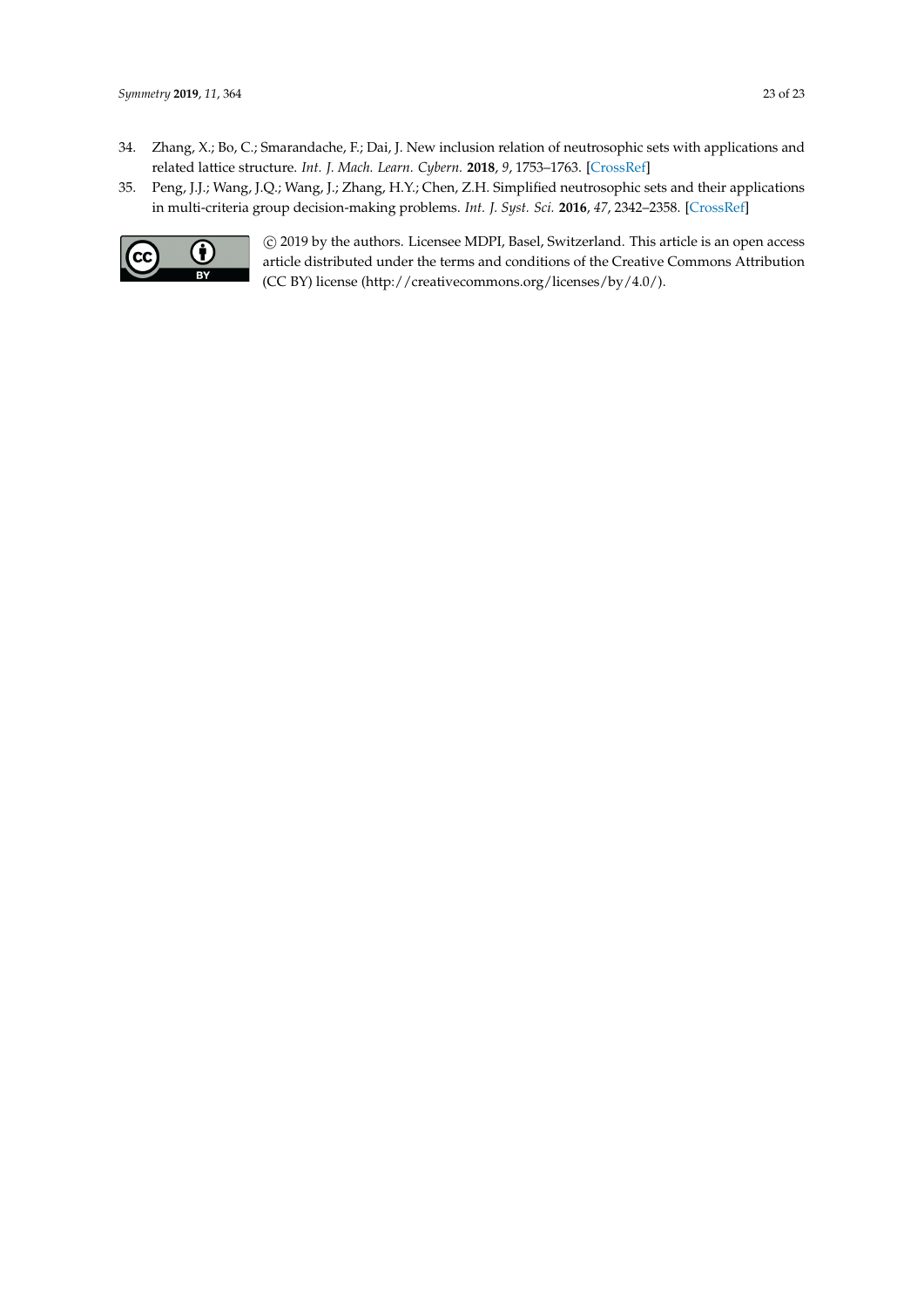34. Zhang, X.; Bo, C.; Smarandache, F.; Dai, J. New inclusion relation of neutrosophic sets with applications and related lattice structure. *Int. J. Mach. Learn. Cybern.* **2018**, *9*, 1753–1763. [CrossRef]
35. Peng, J.J.; Wang, J.Q.; Wang, J.; Zhang, H.Y.; Chen, Z.H. Simplified neutrosophic sets and their applications in multi-criteria group decision-making problems. *Int. J. Syst. Sci.* **2016**, *47*, 2342–2358. [CrossRef]

© 2019 by the authors. Licensee MDPI, Basel, Switzerland. This article is an open access article distributed under the terms and conditions of the Creative Commons Attribution (CC BY) license (http://creativecommons.org/licenses/by/4.0/).